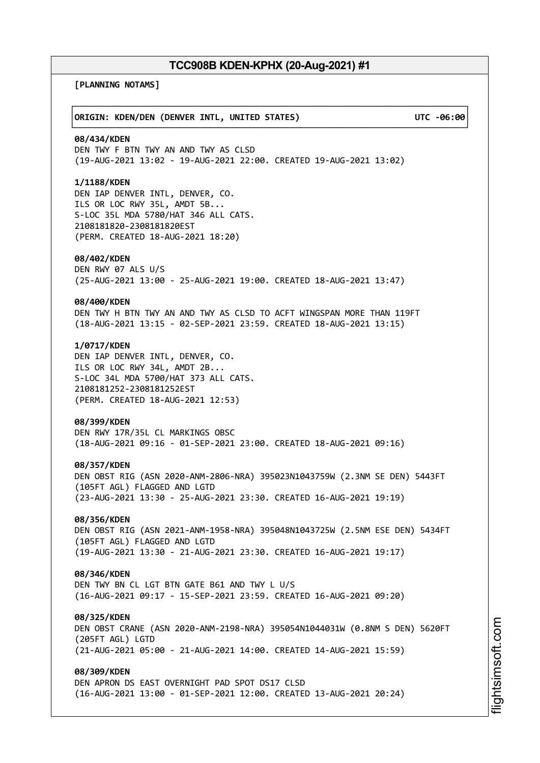# TCC908B KDEN-KPHX (20-Aug-2021) #1

**[PLANNING NOTAMS]**

**ORIGIN: KDEN/DEN (DENVER INTL, UNITED STATES) UTC -06:00**

**08/434/KDEN**
DEN TWY F BTN TWY AN AND TWY AS CLSD
(19-AUG-2021 13:02 - 19-AUG-2021 22:00. CREATED 19-AUG-2021 13:02)

**1/1188/KDEN**
DEN IAP DENVER INTL, DENVER, CO.
ILS OR LOC RWY 35L, AMDT 5B...
S-LOC 35L MDA 5780/HAT 346 ALL CATS.
2108181820-2308181820EST
(PERM. CREATED 18-AUG-2021 18:20)

**08/402/KDEN**
DEN RWY 07 ALS U/S
(25-AUG-2021 13:00 - 25-AUG-2021 19:00. CREATED 18-AUG-2021 13:47)

**08/400/KDEN**
DEN TWY H BTN TWY AN AND TWY AS CLSD TO ACFT WINGSPAN MORE THAN 119FT
(18-AUG-2021 13:15 - 02-SEP-2021 23:59. CREATED 18-AUG-2021 13:15)

**1/0717/KDEN**
DEN IAP DENVER INTL, DENVER, CO.
ILS OR LOC RWY 34L, AMDT 2B...
S-LOC 34L MDA 5700/HAT 373 ALL CATS.
2108181252-2308181252EST
(PERM. CREATED 18-AUG-2021 12:53)

**08/399/KDEN**
DEN RWY 17R/35L CL MARKINGS OBSC
(18-AUG-2021 09:16 - 01-SEP-2021 23:00. CREATED 18-AUG-2021 09:16)

**08/357/KDEN**
DEN OBST RIG (ASN 2020-ANM-2806-NRA) 395023N1043759W (2.3NM SE DEN) 5443FT (105FT AGL) FLAGGED AND LGTD
(23-AUG-2021 13:30 - 25-AUG-2021 23:30. CREATED 16-AUG-2021 19:19)

**08/356/KDEN**
DEN OBST RIG (ASN 2021-ANM-1958-NRA) 395048N1043725W (2.5NM ESE DEN) 5434FT (105FT AGL) FLAGGED AND LGTD
(19-AUG-2021 13:30 - 21-AUG-2021 23:30. CREATED 16-AUG-2021 19:17)

**08/346/KDEN**
DEN TWY BN CL LGT BTN GATE B61 AND TWY L U/S
(16-AUG-2021 09:17 - 15-SEP-2021 23:59. CREATED 16-AUG-2021 09:20)

**08/325/KDEN**
DEN OBST CRANE (ASN 2020-ANM-2198-NRA) 395054N1044031W (0.8NM S DEN) 5620FT (205FT AGL) LGTD
(21-AUG-2021 05:00 - 21-AUG-2021 14:00. CREATED 14-AUG-2021 15:59)

**08/309/KDEN**
DEN APRON DS EAST OVERNIGHT PAD SPOT DS17 CLSD
(16-AUG-2021 13:00 - 01-SEP-2021 12:00. CREATED 13-AUG-2021 20:24)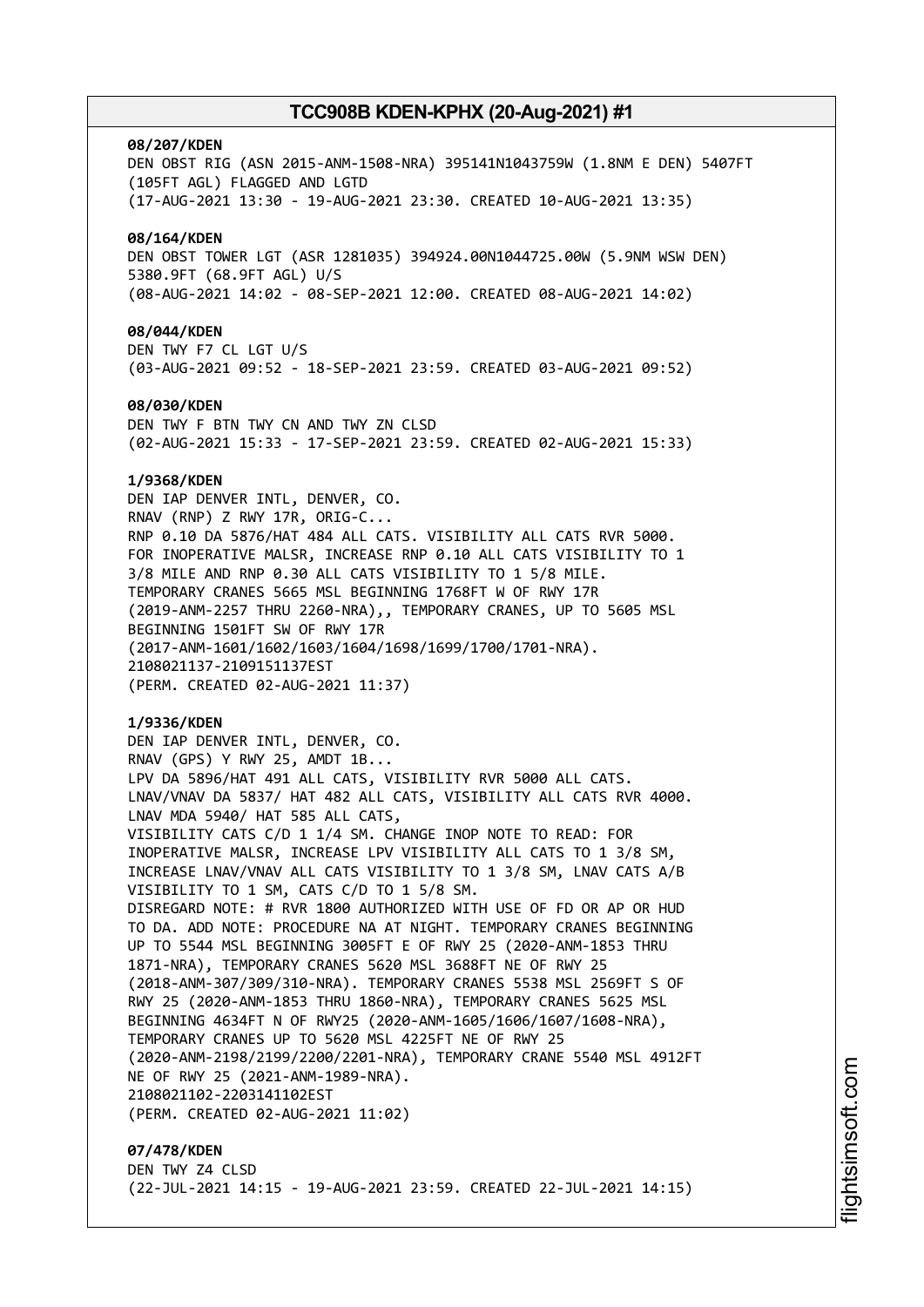**08/207/KDEN**
DEN OBST RIG (ASN 2015-ANM-1508-NRA) 395141N1043759W (1.8NM E DEN) 5407FT (105FT AGL) FLAGGED AND LGTD
(17-AUG-2021 13:30 - 19-AUG-2021 23:30. CREATED 10-AUG-2021 13:35)

**08/164/KDEN**
DEN OBST TOWER LGT (ASR 1281035) 394924.00N1044725.00W (5.9NM WSW DEN) 5380.9FT (68.9FT AGL) U/S
(08-AUG-2021 14:02 - 08-SEP-2021 12:00. CREATED 08-AUG-2021 14:02)

**08/044/KDEN**
DEN TWY F7 CL LGT U/S
(03-AUG-2021 09:52 - 18-SEP-2021 23:59. CREATED 03-AUG-2021 09:52)

**08/030/KDEN**
DEN TWY F BTN TWY CN AND TWY ZN CLSD
(02-AUG-2021 15:33 - 17-SEP-2021 23:59. CREATED 02-AUG-2021 15:33)

**1/9368/KDEN**
DEN IAP DENVER INTL, DENVER, CO.
RNAV (RNP) Z RWY 17R, ORIG-C...
RNP 0.10 DA 5876/HAT 484 ALL CATS. VISIBILITY ALL CATS RVR 5000.
FOR INOPERATIVE MALSR, INCREASE RNP 0.10 ALL CATS VISIBILITY TO 1 3/8 MILE AND RNP 0.30 ALL CATS VISIBILITY TO 1 5/8 MILE.
TEMPORARY CRANES 5665 MSL BEGINNING 1768FT W OF RWY 17R (2019-ANM-2257 THRU 2260-NRA),, TEMPORARY CRANES, UP TO 5605 MSL BEGINNING 1501FT SW OF RWY 17R (2017-ANM-1601/1602/1603/1604/1698/1699/1700/1701-NRA).
2108021137-2109151137EST
(PERM. CREATED 02-AUG-2021 11:37)

**1/9336/KDEN**
DEN IAP DENVER INTL, DENVER, CO.
RNAV (GPS) Y RWY 25, AMDT 1B...
LPV DA 5896/HAT 491 ALL CATS, VISIBILITY RVR 5000 ALL CATS.
LNAV/VNAV DA 5837/ HAT 482 ALL CATS, VISIBILITY ALL CATS RVR 4000.
LNAV MDA 5940/ HAT 585 ALL CATS,
VISIBILITY CATS C/D 1 1/4 SM. CHANGE INOP NOTE TO READ: FOR INOPERATIVE MALSR, INCREASE LPV VISIBILITY ALL CATS TO 1 3/8 SM, INCREASE LNAV/VNAV ALL CATS VISIBILITY TO 1 3/8 SM, LNAV CATS A/B VISIBILITY TO 1 SM, CATS C/D TO 1 5/8 SM.
DISREGARD NOTE: # RVR 1800 AUTHORIZED WITH USE OF FD OR AP OR HUD TO DA. ADD NOTE: PROCEDURE NA AT NIGHT. TEMPORARY CRANES BEGINNING UP TO 5544 MSL BEGINNING 3005FT E OF RWY 25 (2020-ANM-1853 THRU 1871-NRA), TEMPORARY CRANES 5620 MSL 3688FT NE OF RWY 25 (2018-ANM-307/309/310-NRA). TEMPORARY CRANES 5538 MSL 2569FT S OF RWY 25 (2020-ANM-1853 THRU 1860-NRA), TEMPORARY CRANES 5625 MSL BEGINNING 4634FT N OF RWY25 (2020-ANM-1605/1606/1607/1608-NRA), TEMPORARY CRANES UP TO 5620 MSL 4225FT NE OF RWY 25 (2020-ANM-2198/2199/2200/2201-NRA), TEMPORARY CRANE 5540 MSL 4912FT NE OF RWY 25 (2021-ANM-1989-NRA).
2108021102-2203141102EST
(PERM. CREATED 02-AUG-2021 11:02)

**07/478/KDEN**
DEN TWY Z4 CLSD
(22-JUL-2021 14:15 - 19-AUG-2021 23:59. CREATED 22-JUL-2021 14:15)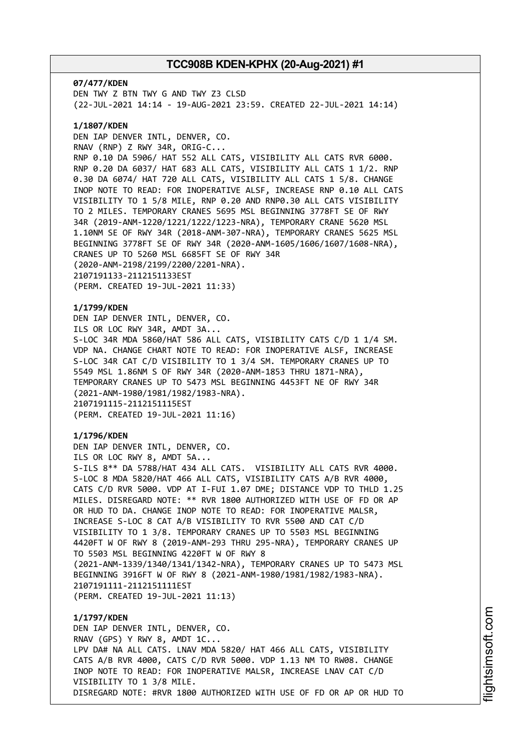**07/477/KDEN**
DEN TWY Z BTN TWY G AND TWY Z3 CLSD
(22-JUL-2021 14:14 - 19-AUG-2021 23:59. CREATED 22-JUL-2021 14:14)

**1/1807/KDEN**
DEN IAP DENVER INTL, DENVER, CO.
RNAV (RNP) Z RWY 34R, ORIG-C...
RNP 0.10 DA 5906/ HAT 552 ALL CATS, VISIBILITY ALL CATS RVR 6000.
RNP 0.20 DA 6037/ HAT 683 ALL CATS, VISIBILITY ALL CATS 1 1/2. RNP
0.30 DA 6074/ HAT 720 ALL CATS, VISIBILITY ALL CATS 1 5/8. CHANGE
INOP NOTE TO READ: FOR INOPERATIVE ALSF, INCREASE RNP 0.10 ALL CATS
VISIBILITY TO 1 5/8 MILE, RNP 0.20 AND RNP0.30 ALL CATS VISIBILITY
TO 2 MILES. TEMPORARY CRANES 5695 MSL BEGINNING 3778FT SE OF RWY
34R (2019-ANM-1220/1221/1222/1223-NRA), TEMPORARY CRANE 5620 MSL
1.10NM SE OF RWY 34R (2018-ANM-307-NRA), TEMPORARY CRANES 5625 MSL
BEGINNING 3778FT SE OF RWY 34R (2020-ANM-1605/1606/1607/1608-NRA),
CRANES UP TO 5260 MSL 6685FT SE OF RWY 34R
(2020-ANM-2198/2199/2200/2201-NRA).
2107191133-2112151133EST
(PERM. CREATED 19-JUL-2021 11:33)

**1/1799/KDEN**
DEN IAP DENVER INTL, DENVER, CO.
ILS OR LOC RWY 34R, AMDT 3A...
S-LOC 34R MDA 5860/HAT 586 ALL CATS, VISIBILITY CATS C/D 1 1/4 SM.
VDP NA. CHANGE CHART NOTE TO READ: FOR INOPERATIVE ALSF, INCREASE
S-LOC 34R CAT C/D VISIBILITY TO 1 3/4 SM. TEMPORARY CRANES UP TO
5549 MSL 1.86NM S OF RWY 34R (2020-ANM-1853 THRU 1871-NRA),
TEMPORARY CRANES UP TO 5473 MSL BEGINNING 4453FT NE OF RWY 34R
(2021-ANM-1980/1981/1982/1983-NRA).
2107191115-2112151115EST
(PERM. CREATED 19-JUL-2021 11:16)

**1/1796/KDEN**
DEN IAP DENVER INTL, DENVER, CO.
ILS OR LOC RWY 8, AMDT 5A...
S-ILS 8** DA 5788/HAT 434 ALL CATS. VISIBILITY ALL CATS RVR 4000.
S-LOC 8 MDA 5820/HAT 466 ALL CATS, VISIBILITY CATS A/B RVR 4000,
CATS C/D RVR 5000. VDP AT I-FUI 1.07 DME; DISTANCE VDP TO THLD 1.25
MILES. DISREGARD NOTE: ** RVR 1800 AUTHORIZED WITH USE OF FD OR AP
OR HUD TO DA. CHANGE INOP NOTE TO READ: FOR INOPERATIVE MALSR,
INCREASE S-LOC 8 CAT A/B VISIBILITY TO RVR 5500 AND CAT C/D
VISIBILITY TO 1 3/8. TEMPORARY CRANES UP TO 5503 MSL BEGINNING
4420FT W OF RWY 8 (2019-ANM-293 THRU 295-NRA), TEMPORARY CRANES UP
TO 5503 MSL BEGINNING 4220FT W OF RWY 8
(2021-ANM-1339/1340/1341/1342-NRA), TEMPORARY CRANES UP TO 5473 MSL
BEGINNING 3916FT W OF RWY 8 (2021-ANM-1980/1981/1982/1983-NRA).
2107191111-2112151111EST
(PERM. CREATED 19-JUL-2021 11:13)

**1/1797/KDEN**
DEN IAP DENVER INTL, DENVER, CO.
RNAV (GPS) Y RWY 8, AMDT 1C...
LPV DA# NA ALL CATS. LNAV MDA 5820/ HAT 466 ALL CATS, VISIBILITY
CATS A/B RVR 4000, CATS C/D RVR 5000. VDP 1.13 NM TO RW08. CHANGE
INOP NOTE TO READ: FOR INOPERATIVE MALSR, INCREASE LNAV CAT C/D
VISIBILITY TO 1 3/8 MILE.
DISREGARD NOTE: #RVR 1800 AUTHORIZED WITH USE OF FD OR AP OR HUD TO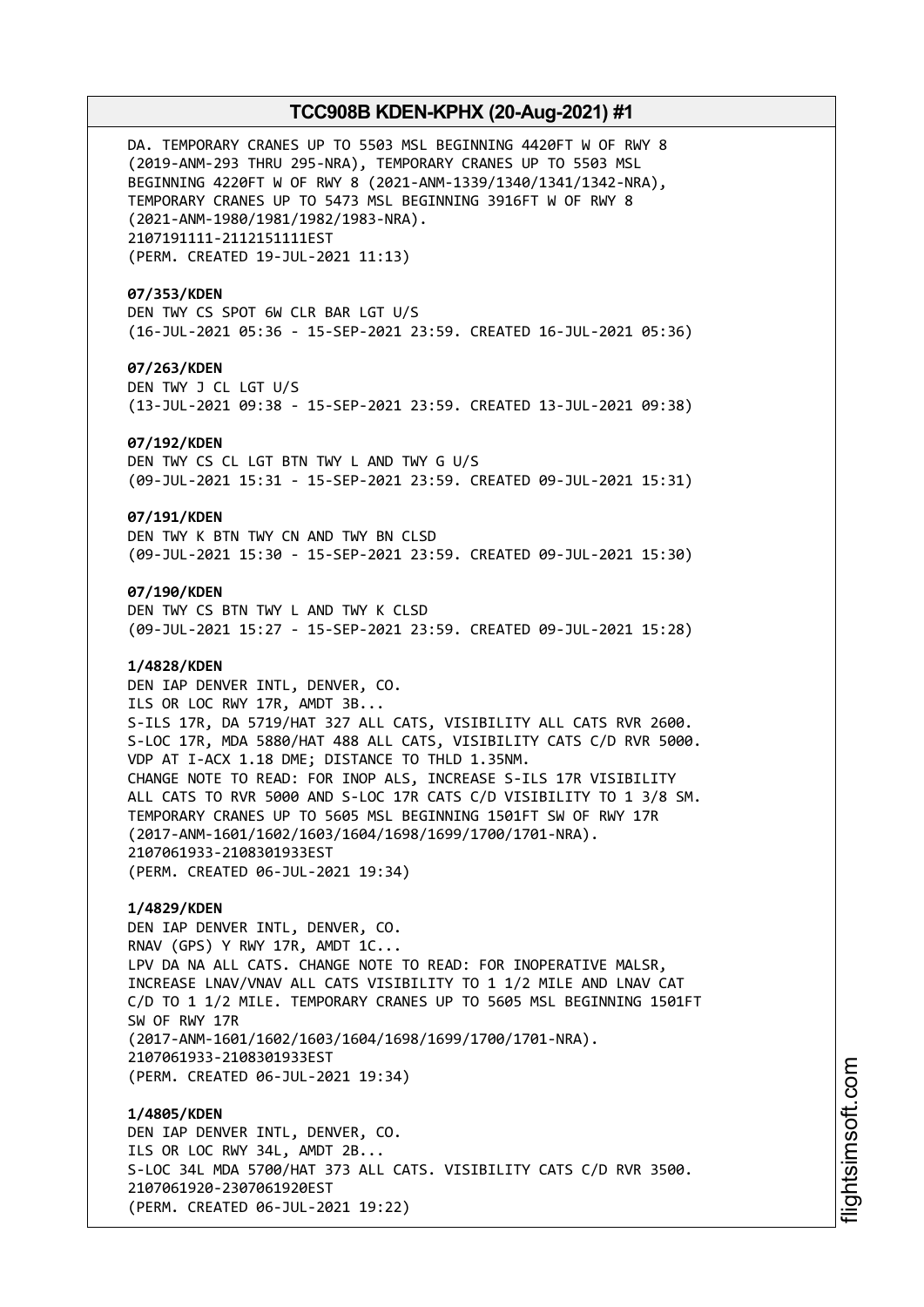DA. TEMPORARY CRANES UP TO 5503 MSL BEGINNING 4420FT W OF RWY 8 (2019-ANM-293 THRU 295-NRA), TEMPORARY CRANES UP TO 5503 MSL BEGINNING 4220FT W OF RWY 8 (2021-ANM-1339/1340/1341/1342-NRA), TEMPORARY CRANES UP TO 5473 MSL BEGINNING 3916FT W OF RWY 8 (2021-ANM-1980/1981/1982/1983-NRA).
2107191111-2112151111EST
(PERM. CREATED 19-JUL-2021 11:13)

**07/353/KDEN**
DEN TWY CS SPOT 6W CLR BAR LGT U/S
(16-JUL-2021 05:36 - 15-SEP-2021 23:59. CREATED 16-JUL-2021 05:36)

**07/263/KDEN**
DEN TWY J CL LGT U/S
(13-JUL-2021 09:38 - 15-SEP-2021 23:59. CREATED 13-JUL-2021 09:38)

**07/192/KDEN**
DEN TWY CS CL LGT BTN TWY L AND TWY G U/S
(09-JUL-2021 15:31 - 15-SEP-2021 23:59. CREATED 09-JUL-2021 15:31)

**07/191/KDEN**
DEN TWY K BTN TWY CN AND TWY BN CLSD
(09-JUL-2021 15:30 - 15-SEP-2021 23:59. CREATED 09-JUL-2021 15:30)

**07/190/KDEN**
DEN TWY CS BTN TWY L AND TWY K CLSD
(09-JUL-2021 15:27 - 15-SEP-2021 23:59. CREATED 09-JUL-2021 15:28)

**1/4828/KDEN**
DEN IAP DENVER INTL, DENVER, CO.
ILS OR LOC RWY 17R, AMDT 3B...
S-ILS 17R, DA 5719/HAT 327 ALL CATS, VISIBILITY ALL CATS RVR 2600.
S-LOC 17R, MDA 5880/HAT 488 ALL CATS, VISIBILITY CATS C/D RVR 5000.
VDP AT I-ACX 1.18 DME; DISTANCE TO THLD 1.35NM.
CHANGE NOTE TO READ: FOR INOP ALS, INCREASE S-ILS 17R VISIBILITY ALL CATS TO RVR 5000 AND S-LOC 17R CATS C/D VISIBILITY TO 1 3/8 SM.
TEMPORARY CRANES UP TO 5605 MSL BEGINNING 1501FT SW OF RWY 17R (2017-ANM-1601/1602/1603/1604/1698/1699/1700/1701-NRA).
2107061933-2108301933EST
(PERM. CREATED 06-JUL-2021 19:34)

**1/4829/KDEN**
DEN IAP DENVER INTL, DENVER, CO.
RNAV (GPS) Y RWY 17R, AMDT 1C...
LPV DA NA ALL CATS. CHANGE NOTE TO READ: FOR INOPERATIVE MALSR, INCREASE LNAV/VNAV ALL CATS VISIBILITY TO 1 1/2 MILE AND LNAV CAT C/D TO 1 1/2 MILE. TEMPORARY CRANES UP TO 5605 MSL BEGINNING 1501FT SW OF RWY 17R
(2017-ANM-1601/1602/1603/1604/1698/1699/1700/1701-NRA).
2107061933-2108301933EST
(PERM. CREATED 06-JUL-2021 19:34)

**1/4805/KDEN**
DEN IAP DENVER INTL, DENVER, CO.
ILS OR LOC RWY 34L, AMDT 2B...
S-LOC 34L MDA 5700/HAT 373 ALL CATS. VISIBILITY CATS C/D RVR 3500.
2107061920-2307061920EST
(PERM. CREATED 06-JUL-2021 19:22)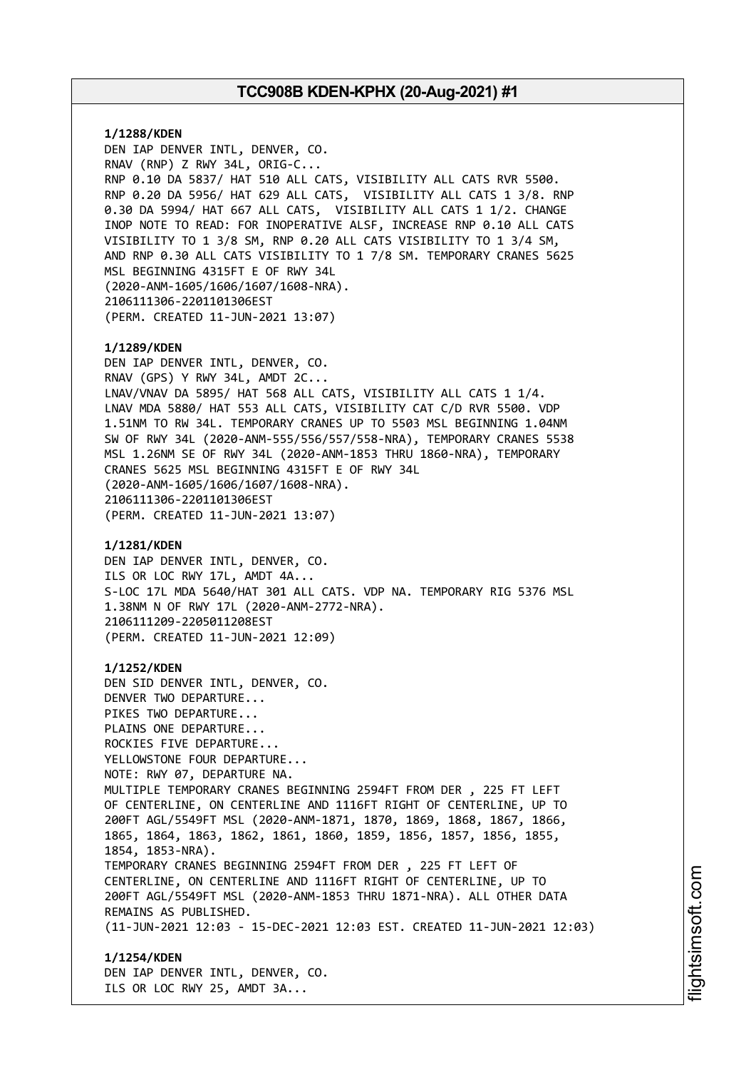**1/1288/KDEN**
DEN IAP DENVER INTL, DENVER, CO.
RNAV (RNP) Z RWY 34L, ORIG-C...
RNP 0.10 DA 5837/ HAT 510 ALL CATS, VISIBILITY ALL CATS RVR 5500.
RNP 0.20 DA 5956/ HAT 629 ALL CATS, VISIBILITY ALL CATS 1 3/8. RNP
0.30 DA 5994/ HAT 667 ALL CATS, VISIBILITY ALL CATS 1 1/2. CHANGE
INOP NOTE TO READ: FOR INOPERATIVE ALSF, INCREASE RNP 0.10 ALL CATS
VISIBILITY TO 1 3/8 SM, RNP 0.20 ALL CATS VISIBILITY TO 1 3/4 SM,
AND RNP 0.30 ALL CATS VISIBILITY TO 1 7/8 SM. TEMPORARY CRANES 5625
MSL BEGINNING 4315FT E OF RWY 34L
(2020-ANM-1605/1606/1607/1608-NRA).
2106111306-2201101306EST
(PERM. CREATED 11-JUN-2021 13:07)

**1/1289/KDEN**
DEN IAP DENVER INTL, DENVER, CO.
RNAV (GPS) Y RWY 34L, AMDT 2C...
LNAV/VNAV DA 5895/ HAT 568 ALL CATS, VISIBILITY ALL CATS 1 1/4.
LNAV MDA 5880/ HAT 553 ALL CATS, VISIBILITY CAT C/D RVR 5500. VDP
1.51NM TO RW 34L. TEMPORARY CRANES UP TO 5503 MSL BEGINNING 1.04NM
SW OF RWY 34L (2020-ANM-555/556/557/558-NRA), TEMPORARY CRANES 5538
MSL 1.26NM SE OF RWY 34L (2020-ANM-1853 THRU 1860-NRA), TEMPORARY
CRANES 5625 MSL BEGINNING 4315FT E OF RWY 34L
(2020-ANM-1605/1606/1607/1608-NRA).
2106111306-2201101306EST
(PERM. CREATED 11-JUN-2021 13:07)

**1/1281/KDEN**
DEN IAP DENVER INTL, DENVER, CO.
ILS OR LOC RWY 17L, AMDT 4A...
S-LOC 17L MDA 5640/HAT 301 ALL CATS. VDP NA. TEMPORARY RIG 5376 MSL
1.38NM N OF RWY 17L (2020-ANM-2772-NRA).
2106111209-2205011208EST
(PERM. CREATED 11-JUN-2021 12:09)

**1/1252/KDEN**
DEN SID DENVER INTL, DENVER, CO.
DENVER TWO DEPARTURE...
PIKES TWO DEPARTURE...
PLAINS ONE DEPARTURE...
ROCKIES FIVE DEPARTURE...
YELLOWSTONE FOUR DEPARTURE...
NOTE: RWY 07, DEPARTURE NA.
MULTIPLE TEMPORARY CRANES BEGINNING 2594FT FROM DER , 225 FT LEFT
OF CENTERLINE, ON CENTERLINE AND 1116FT RIGHT OF CENTERLINE, UP TO
200FT AGL/5549FT MSL (2020-ANM-1871, 1870, 1869, 1868, 1867, 1866,
1865, 1864, 1863, 1862, 1861, 1860, 1859, 1856, 1857, 1856, 1855,
1854, 1853-NRA).
TEMPORARY CRANES BEGINNING 2594FT FROM DER , 225 FT LEFT OF
CENTERLINE, ON CENTERLINE AND 1116FT RIGHT OF CENTERLINE, UP TO
200FT AGL/5549FT MSL (2020-ANM-1853 THRU 1871-NRA). ALL OTHER DATA
REMAINS AS PUBLISHED.
(11-JUN-2021 12:03 - 15-DEC-2021 12:03 EST. CREATED 11-JUN-2021 12:03)

**1/1254/KDEN**
DEN IAP DENVER INTL, DENVER, CO.
ILS OR LOC RWY 25, AMDT 3A...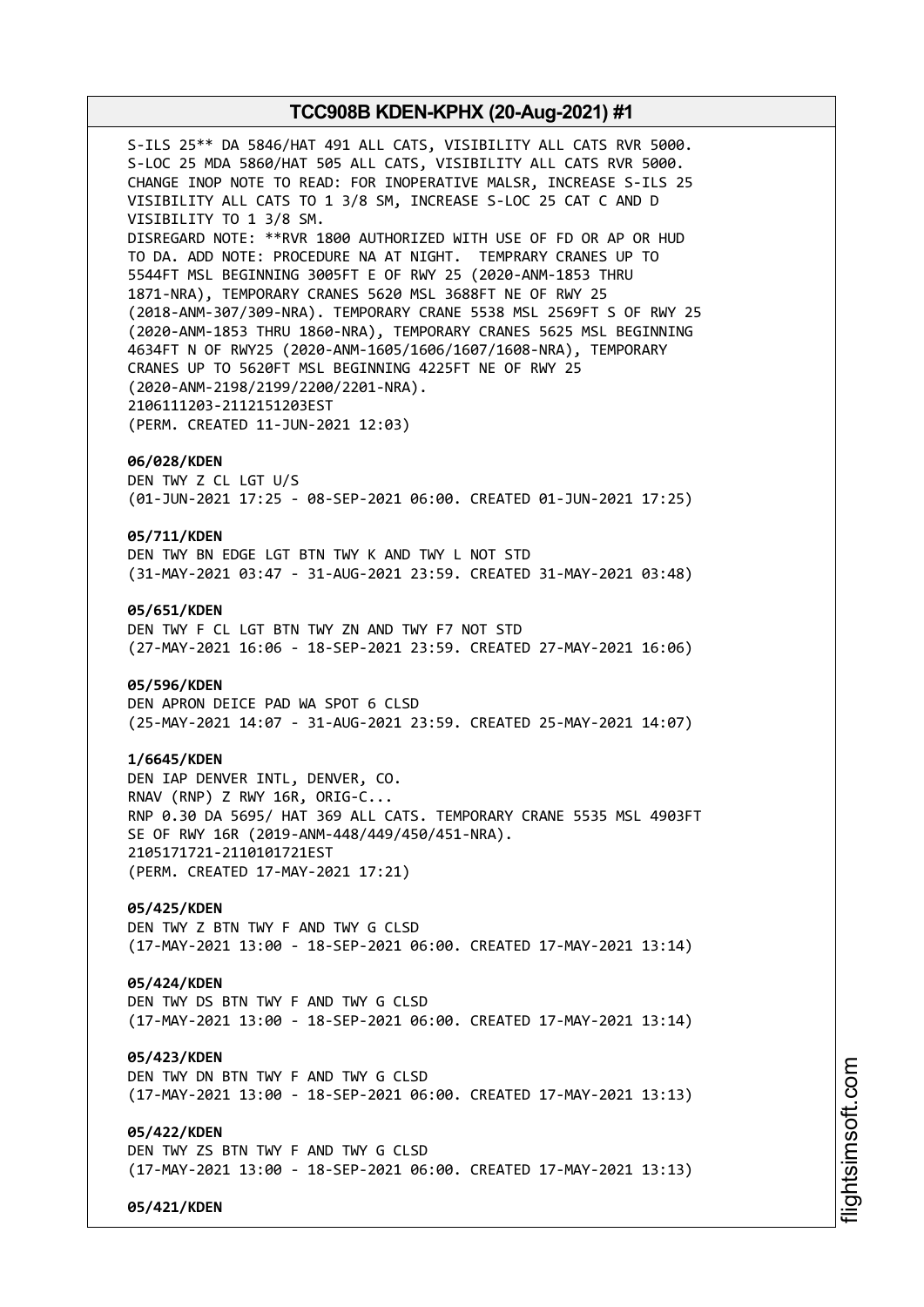S-ILS 25** DA 5846/HAT 491 ALL CATS, VISIBILITY ALL CATS RVR 5000.
S-LOC 25 MDA 5860/HAT 505 ALL CATS, VISIBILITY ALL CATS RVR 5000.
CHANGE INOP NOTE TO READ: FOR INOPERATIVE MALSR, INCREASE S-ILS 25 VISIBILITY ALL CATS TO 1 3/8 SM, INCREASE S-LOC 25 CAT C AND D VISIBILITY TO 1 3/8 SM.
DISREGARD NOTE: **RVR 1800 AUTHORIZED WITH USE OF FD OR AP OR HUD TO DA. ADD NOTE: PROCEDURE NA AT NIGHT. TEMPRARY CRANES UP TO 5544FT MSL BEGINNING 3005FT E OF RWY 25 (2020-ANM-1853 THRU 1871-NRA), TEMPORARY CRANES 5620 MSL 3688FT NE OF RWY 25 (2018-ANM-307/309-NRA). TEMPORARY CRANE 5538 MSL 2569FT S OF RWY 25 (2020-ANM-1853 THRU 1860-NRA), TEMPORARY CRANES 5625 MSL BEGINNING 4634FT N OF RWY25 (2020-ANM-1605/1606/1607/1608-NRA), TEMPORARY CRANES UP TO 5620FT MSL BEGINNING 4225FT NE OF RWY 25 (2020-ANM-2198/2199/2200/2201-NRA).
2106111203-2112151203EST
(PERM. CREATED 11-JUN-2021 12:03)

**06/028/KDEN**
DEN TWY Z CL LGT U/S
(01-JUN-2021 17:25 - 08-SEP-2021 06:00. CREATED 01-JUN-2021 17:25)

**05/711/KDEN**
DEN TWY BN EDGE LGT BTN TWY K AND TWY L NOT STD
(31-MAY-2021 03:47 - 31-AUG-2021 23:59. CREATED 31-MAY-2021 03:48)

**05/651/KDEN**
DEN TWY F CL LGT BTN TWY ZN AND TWY F7 NOT STD
(27-MAY-2021 16:06 - 18-SEP-2021 23:59. CREATED 27-MAY-2021 16:06)

**05/596/KDEN**
DEN APRON DEICE PAD WA SPOT 6 CLSD
(25-MAY-2021 14:07 - 31-AUG-2021 23:59. CREATED 25-MAY-2021 14:07)

**1/6645/KDEN**
DEN IAP DENVER INTL, DENVER, CO.
RNAV (RNP) Z RWY 16R, ORIG-C...
RNP 0.30 DA 5695/ HAT 369 ALL CATS. TEMPORARY CRANE 5535 MSL 4903FT SE OF RWY 16R (2019-ANM-448/449/450/451-NRA).
2105171721-2110101721EST
(PERM. CREATED 17-MAY-2021 17:21)

**05/425/KDEN**
DEN TWY Z BTN TWY F AND TWY G CLSD
(17-MAY-2021 13:00 - 18-SEP-2021 06:00. CREATED 17-MAY-2021 13:14)

**05/424/KDEN**
DEN TWY DS BTN TWY F AND TWY G CLSD
(17-MAY-2021 13:00 - 18-SEP-2021 06:00. CREATED 17-MAY-2021 13:14)

**05/423/KDEN**
DEN TWY DN BTN TWY F AND TWY G CLSD
(17-MAY-2021 13:00 - 18-SEP-2021 06:00. CREATED 17-MAY-2021 13:13)

**05/422/KDEN**
DEN TWY ZS BTN TWY F AND TWY G CLSD
(17-MAY-2021 13:00 - 18-SEP-2021 06:00. CREATED 17-MAY-2021 13:13)

**05/421/KDEN**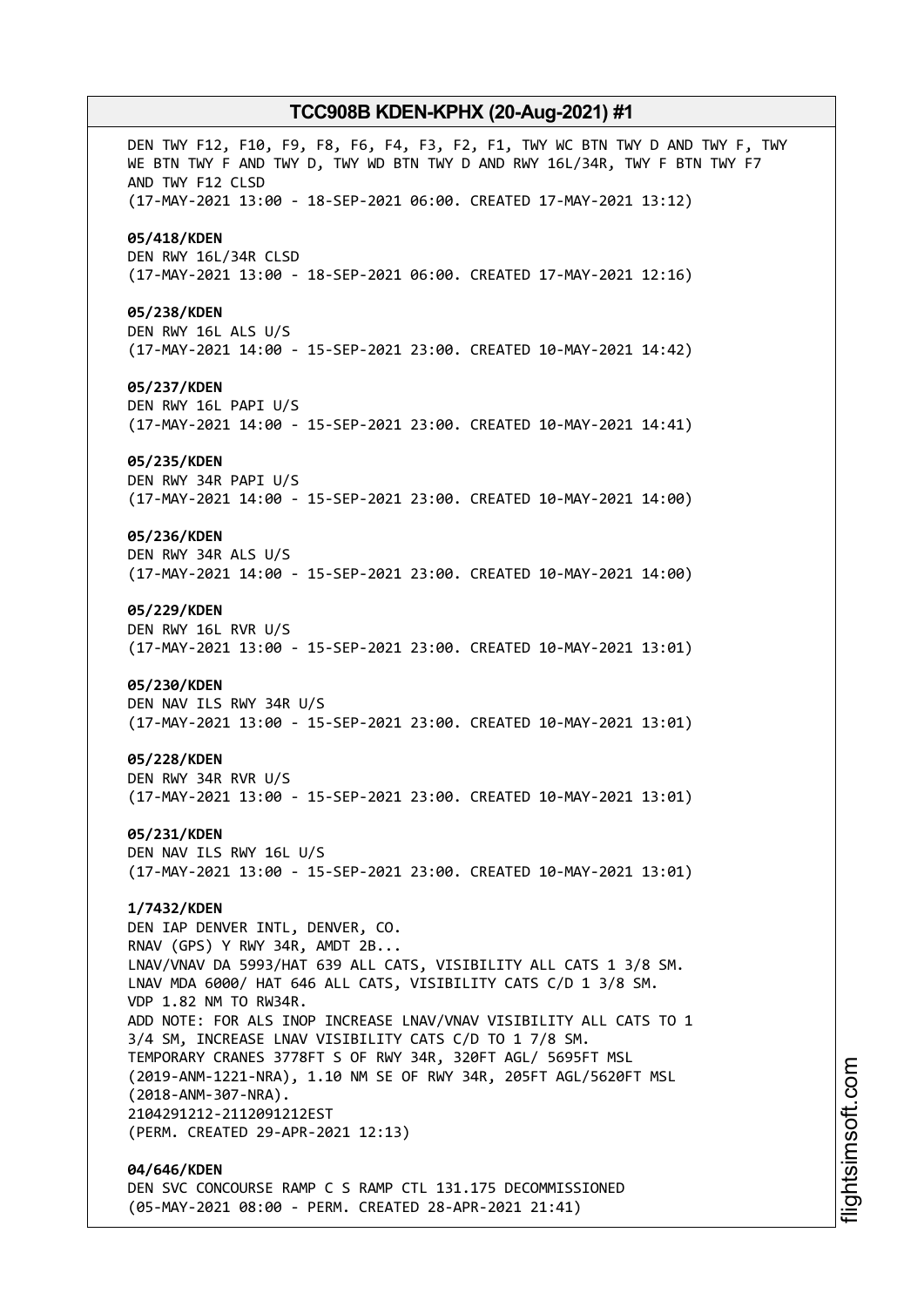DEN TWY F12, F10, F9, F8, F6, F4, F3, F2, F1, TWY WC BTN TWY D AND TWY F, TWY WE BTN TWY F AND TWY D, TWY WD BTN TWY D AND RWY 16L/34R, TWY F BTN TWY F7 AND TWY F12 CLSD
(17-MAY-2021 13:00 - 18-SEP-2021 06:00. CREATED 17-MAY-2021 13:12)

**05/418/KDEN**
DEN RWY 16L/34R CLSD
(17-MAY-2021 13:00 - 18-SEP-2021 06:00. CREATED 17-MAY-2021 12:16)

**05/238/KDEN**
DEN RWY 16L ALS U/S
(17-MAY-2021 14:00 - 15-SEP-2021 23:00. CREATED 10-MAY-2021 14:42)

**05/237/KDEN**
DEN RWY 16L PAPI U/S
(17-MAY-2021 14:00 - 15-SEP-2021 23:00. CREATED 10-MAY-2021 14:41)

**05/235/KDEN**
DEN RWY 34R PAPI U/S
(17-MAY-2021 14:00 - 15-SEP-2021 23:00. CREATED 10-MAY-2021 14:00)

**05/236/KDEN**
DEN RWY 34R ALS U/S
(17-MAY-2021 14:00 - 15-SEP-2021 23:00. CREATED 10-MAY-2021 14:00)

**05/229/KDEN**
DEN RWY 16L RVR U/S
(17-MAY-2021 13:00 - 15-SEP-2021 23:00. CREATED 10-MAY-2021 13:01)

**05/230/KDEN**
DEN NAV ILS RWY 34R U/S
(17-MAY-2021 13:00 - 15-SEP-2021 23:00. CREATED 10-MAY-2021 13:01)

**05/228/KDEN**
DEN RWY 34R RVR U/S
(17-MAY-2021 13:00 - 15-SEP-2021 23:00. CREATED 10-MAY-2021 13:01)

**05/231/KDEN**
DEN NAV ILS RWY 16L U/S
(17-MAY-2021 13:00 - 15-SEP-2021 23:00. CREATED 10-MAY-2021 13:01)

**1/7432/KDEN**
DEN IAP DENVER INTL, DENVER, CO.
RNAV (GPS) Y RWY 34R, AMDT 2B...
LNAV/VNAV DA 5993/HAT 639 ALL CATS, VISIBILITY ALL CATS 1 3/8 SM.
LNAV MDA 6000/ HAT 646 ALL CATS, VISIBILITY CATS C/D 1 3/8 SM.
VDP 1.82 NM TO RW34R.
ADD NOTE: FOR ALS INOP INCREASE LNAV/VNAV VISIBILITY ALL CATS TO 1 3/4 SM, INCREASE LNAV VISIBILITY CATS C/D TO 1 7/8 SM.
TEMPORARY CRANES 3778FT S OF RWY 34R, 320FT AGL/ 5695FT MSL (2019-ANM-1221-NRA), 1.10 NM SE OF RWY 34R, 205FT AGL/5620FT MSL (2018-ANM-307-NRA).
2104291212-2112091212EST
(PERM. CREATED 29-APR-2021 12:13)

**04/646/KDEN**
DEN SVC CONCOURSE RAMP C S RAMP CTL 131.175 DECOMMISSIONED
(05-MAY-2021 08:00 - PERM. CREATED 28-APR-2021 21:41)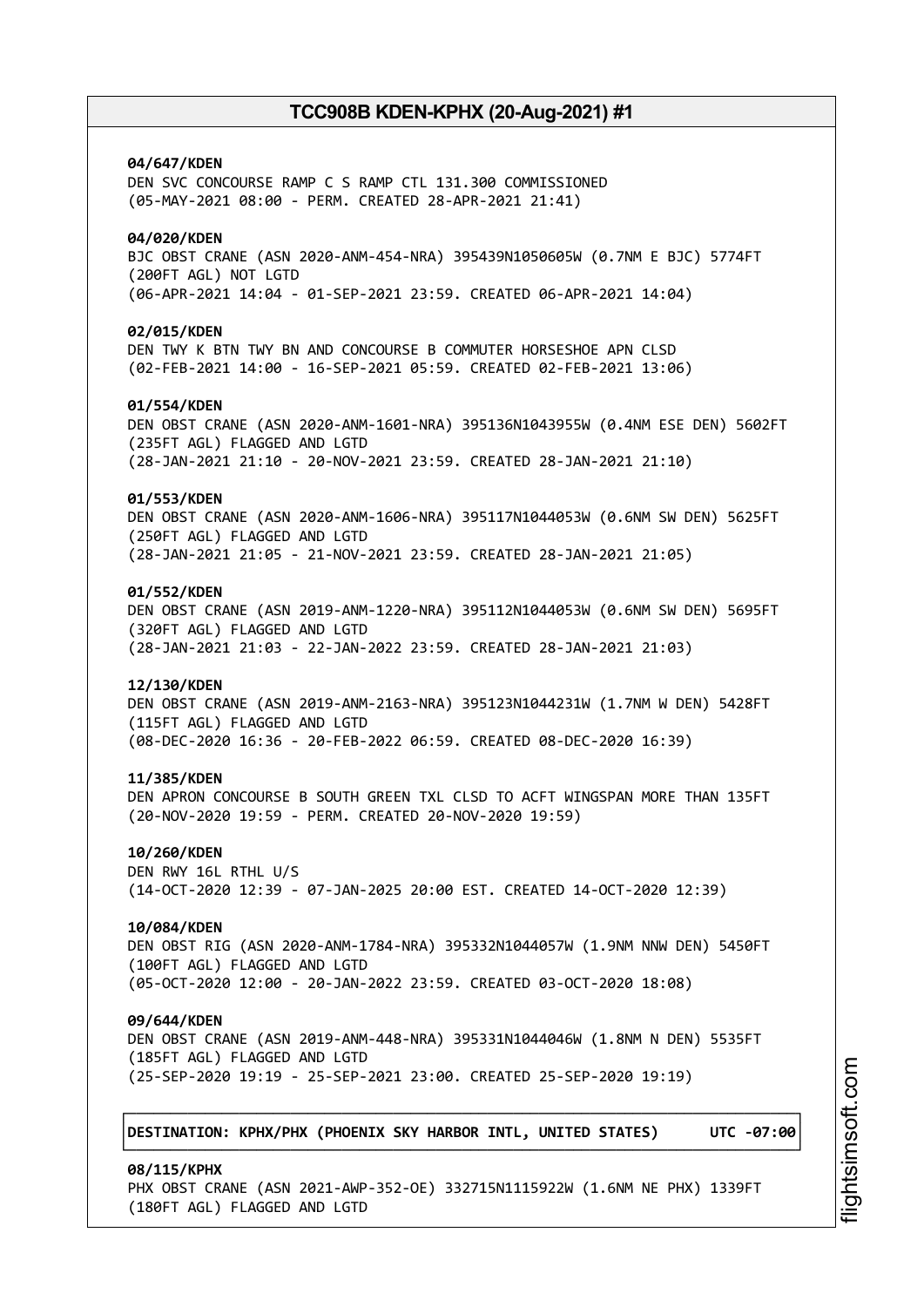**04/647/KDEN**
DEN SVC CONCOURSE RAMP C S RAMP CTL 131.300 COMMISSIONED
(05-MAY-2021 08:00 - PERM. CREATED 28-APR-2021 21:41)

**04/020/KDEN**
BJC OBST CRANE (ASN 2020-ANM-454-NRA) 395439N1050605W (0.7NM E BJC) 5774FT
(200FT AGL) NOT LGTD
(06-APR-2021 14:04 - 01-SEP-2021 23:59. CREATED 06-APR-2021 14:04)

**02/015/KDEN**
DEN TWY K BTN TWY BN AND CONCOURSE B COMMUTER HORSESHOE APN CLSD
(02-FEB-2021 14:00 - 16-SEP-2021 05:59. CREATED 02-FEB-2021 13:06)

**01/554/KDEN**
DEN OBST CRANE (ASN 2020-ANM-1601-NRA) 395136N1043955W (0.4NM ESE DEN) 5602FT
(235FT AGL) FLAGGED AND LGTD
(28-JAN-2021 21:10 - 20-NOV-2021 23:59. CREATED 28-JAN-2021 21:10)

**01/553/KDEN**
DEN OBST CRANE (ASN 2020-ANM-1606-NRA) 395117N1044053W (0.6NM SW DEN) 5625FT
(250FT AGL) FLAGGED AND LGTD
(28-JAN-2021 21:05 - 21-NOV-2021 23:59. CREATED 28-JAN-2021 21:05)

**01/552/KDEN**
DEN OBST CRANE (ASN 2019-ANM-1220-NRA) 395112N1044053W (0.6NM SW DEN) 5695FT
(320FT AGL) FLAGGED AND LGTD
(28-JAN-2021 21:03 - 22-JAN-2022 23:59. CREATED 28-JAN-2021 21:03)

**12/130/KDEN**
DEN OBST CRANE (ASN 2019-ANM-2163-NRA) 395123N1044231W (1.7NM W DEN) 5428FT
(115FT AGL) FLAGGED AND LGTD
(08-DEC-2020 16:36 - 20-FEB-2022 06:59. CREATED 08-DEC-2020 16:39)

**11/385/KDEN**
DEN APRON CONCOURSE B SOUTH GREEN TXL CLSD TO ACFT WINGSPAN MORE THAN 135FT
(20-NOV-2020 19:59 - PERM. CREATED 20-NOV-2020 19:59)

**10/260/KDEN**
DEN RWY 16L RTHL U/S
(14-OCT-2020 12:39 - 07-JAN-2025 20:00 EST. CREATED 14-OCT-2020 12:39)

**10/084/KDEN**
DEN OBST RIG (ASN 2020-ANM-1784-NRA) 395332N1044057W (1.9NM NNW DEN) 5450FT
(100FT AGL) FLAGGED AND LGTD
(05-OCT-2020 12:00 - 20-JAN-2022 23:59. CREATED 03-OCT-2020 18:08)

**09/644/KDEN**
DEN OBST CRANE (ASN 2019-ANM-448-NRA) 395331N1044046W (1.8NM N DEN) 5535FT
(185FT AGL) FLAGGED AND LGTD
(25-SEP-2020 19:19 - 25-SEP-2021 23:00. CREATED 25-SEP-2020 19:19)

**DESTINATION: KPHX/PHX (PHOENIX SKY HARBOR INTL, UNITED STATES) UTC -07:00**

**08/115/KPHX**
PHX OBST CRANE (ASN 2021-AWP-352-OE) 332715N1115922W (1.6NM NE PHX) 1339FT
(180FT AGL) FLAGGED AND LGTD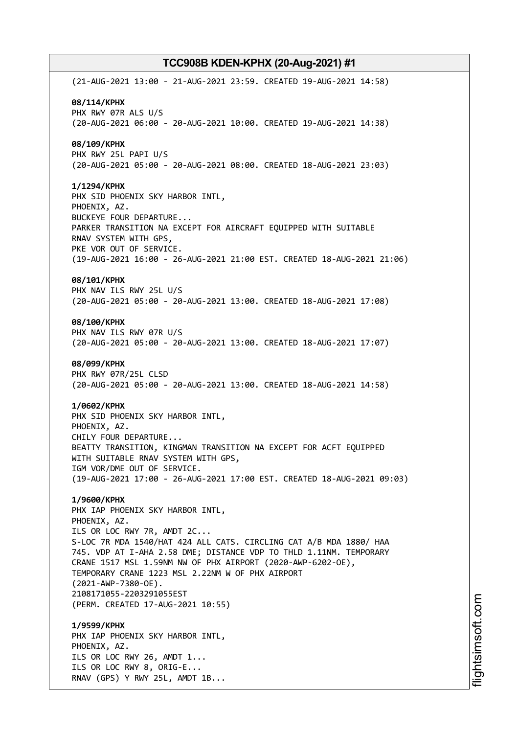(21-AUG-2021 13:00 - 21-AUG-2021 23:59. CREATED 19-AUG-2021 14:58)

**08/114/KPHX**
PHX RWY 07R ALS U/S
(20-AUG-2021 06:00 - 20-AUG-2021 10:00. CREATED 19-AUG-2021 14:38)

**08/109/KPHX**
PHX RWY 25L PAPI U/S
(20-AUG-2021 05:00 - 20-AUG-2021 08:00. CREATED 18-AUG-2021 23:03)

**1/1294/KPHX**
PHX SID PHOENIX SKY HARBOR INTL,
PHOENIX, AZ.
BUCKEYE FOUR DEPARTURE...
PARKER TRANSITION NA EXCEPT FOR AIRCRAFT EQUIPPED WITH SUITABLE
RNAV SYSTEM WITH GPS,
PKE VOR OUT OF SERVICE.
(19-AUG-2021 16:00 - 26-AUG-2021 21:00 EST. CREATED 18-AUG-2021 21:06)

**08/101/KPHX**
PHX NAV ILS RWY 25L U/S
(20-AUG-2021 05:00 - 20-AUG-2021 13:00. CREATED 18-AUG-2021 17:08)

**08/100/KPHX**
PHX NAV ILS RWY 07R U/S
(20-AUG-2021 05:00 - 20-AUG-2021 13:00. CREATED 18-AUG-2021 17:07)

**08/099/KPHX**
PHX RWY 07R/25L CLSD
(20-AUG-2021 05:00 - 20-AUG-2021 13:00. CREATED 18-AUG-2021 14:58)

**1/0602/KPHX**
PHX SID PHOENIX SKY HARBOR INTL,
PHOENIX, AZ.
CHILY FOUR DEPARTURE...
BEATTY TRANSITION, KINGMAN TRANSITION NA EXCEPT FOR ACFT EQUIPPED
WITH SUITABLE RNAV SYSTEM WITH GPS,
IGM VOR/DME OUT OF SERVICE.
(19-AUG-2021 17:00 - 26-AUG-2021 17:00 EST. CREATED 18-AUG-2021 09:03)

**1/9600/KPHX**
PHX IAP PHOENIX SKY HARBOR INTL,
PHOENIX, AZ.
ILS OR LOC RWY 7R, AMDT 2C...
S-LOC 7R MDA 1540/HAT 424 ALL CATS. CIRCLING CAT A/B MDA 1880/ HAA
745. VDP AT I-AHA 2.58 DME; DISTANCE VDP TO THLD 1.11NM. TEMPORARY
CRANE 1517 MSL 1.59NM NW OF PHX AIRPORT (2020-AWP-6202-OE),
TEMPORARY CRANE 1223 MSL 2.22NM W OF PHX AIRPORT
(2021-AWP-7380-OE).
2108171055-2203291055EST
(PERM. CREATED 17-AUG-2021 10:55)

**1/9599/KPHX**
PHX IAP PHOENIX SKY HARBOR INTL,
PHOENIX, AZ.
ILS OR LOC RWY 26, AMDT 1...
ILS OR LOC RWY 8, ORIG-E...
RNAV (GPS) Y RWY 25L, AMDT 1B...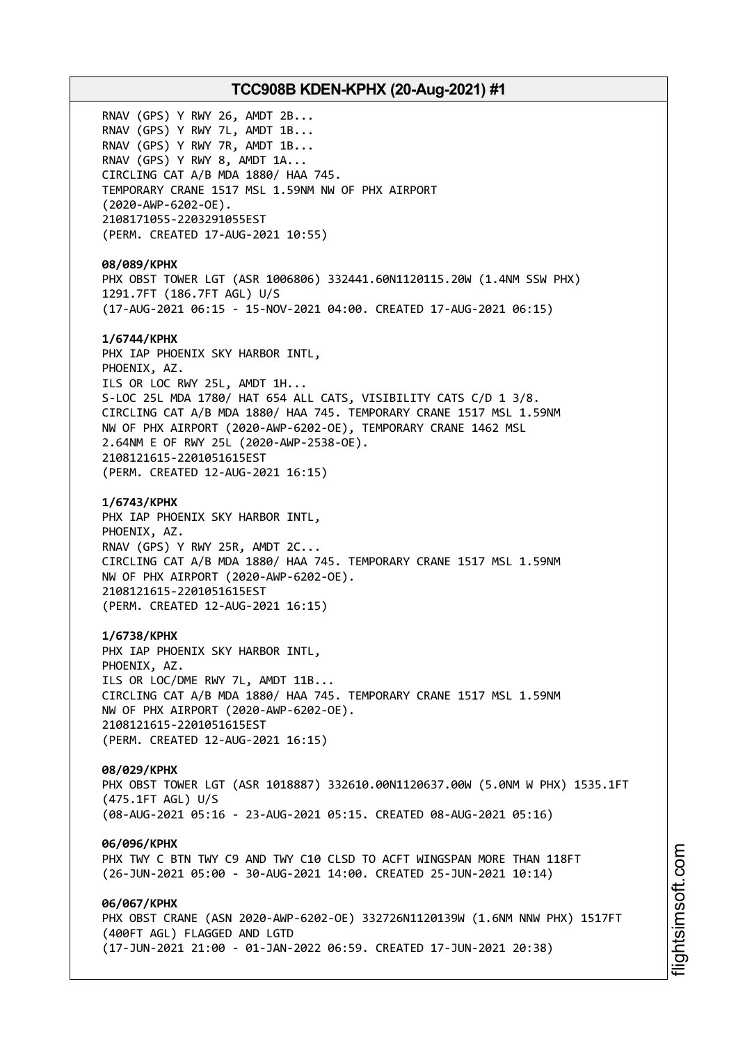RNAV (GPS) Y RWY 26, AMDT 2B...
RNAV (GPS) Y RWY 7L, AMDT 1B...
RNAV (GPS) Y RWY 7R, AMDT 1B...
RNAV (GPS) Y RWY 8, AMDT 1A...
CIRCLING CAT A/B MDA 1880/ HAA 745.
TEMPORARY CRANE 1517 MSL 1.59NM NW OF PHX AIRPORT
(2020-AWP-6202-OE).
2108171055-2203291055EST
(PERM. CREATED 17-AUG-2021 10:55)

**08/089/KPHX**
PHX OBST TOWER LGT (ASR 1006806) 332441.60N1120115.20W (1.4NM SSW PHX)
1291.7FT (186.7FT AGL) U/S
(17-AUG-2021 06:15 - 15-NOV-2021 04:00. CREATED 17-AUG-2021 06:15)

**1/6744/KPHX**
PHX IAP PHOENIX SKY HARBOR INTL,
PHOENIX, AZ.
ILS OR LOC RWY 25L, AMDT 1H...
S-LOC 25L MDA 1780/ HAT 654 ALL CATS, VISIBILITY CATS C/D 1 3/8.
CIRCLING CAT A/B MDA 1880/ HAA 745. TEMPORARY CRANE 1517 MSL 1.59NM
NW OF PHX AIRPORT (2020-AWP-6202-OE), TEMPORARY CRANE 1462 MSL
2.64NM E OF RWY 25L (2020-AWP-2538-OE).
2108121615-2201051615EST
(PERM. CREATED 12-AUG-2021 16:15)

**1/6743/KPHX**
PHX IAP PHOENIX SKY HARBOR INTL,
PHOENIX, AZ.
RNAV (GPS) Y RWY 25R, AMDT 2C...
CIRCLING CAT A/B MDA 1880/ HAA 745. TEMPORARY CRANE 1517 MSL 1.59NM
NW OF PHX AIRPORT (2020-AWP-6202-OE).
2108121615-2201051615EST
(PERM. CREATED 12-AUG-2021 16:15)

**1/6738/KPHX**
PHX IAP PHOENIX SKY HARBOR INTL,
PHOENIX, AZ.
ILS OR LOC/DME RWY 7L, AMDT 11B...
CIRCLING CAT A/B MDA 1880/ HAA 745. TEMPORARY CRANE 1517 MSL 1.59NM
NW OF PHX AIRPORT (2020-AWP-6202-OE).
2108121615-2201051615EST
(PERM. CREATED 12-AUG-2021 16:15)

**08/029/KPHX**
PHX OBST TOWER LGT (ASR 1018887) 332610.00N1120637.00W (5.0NM W PHX) 1535.1FT
(475.1FT AGL) U/S
(08-AUG-2021 05:16 - 23-AUG-2021 05:15. CREATED 08-AUG-2021 05:16)

**06/096/KPHX**
PHX TWY C BTN TWY C9 AND TWY C10 CLSD TO ACFT WINGSPAN MORE THAN 118FT
(26-JUN-2021 05:00 - 30-AUG-2021 14:00. CREATED 25-JUN-2021 10:14)

**06/067/KPHX**
PHX OBST CRANE (ASN 2020-AWP-6202-OE) 332726N1120139W (1.6NM NNW PHX) 1517FT
(400FT AGL) FLAGGED AND LGTD
(17-JUN-2021 21:00 - 01-JAN-2022 06:59. CREATED 17-JUN-2021 20:38)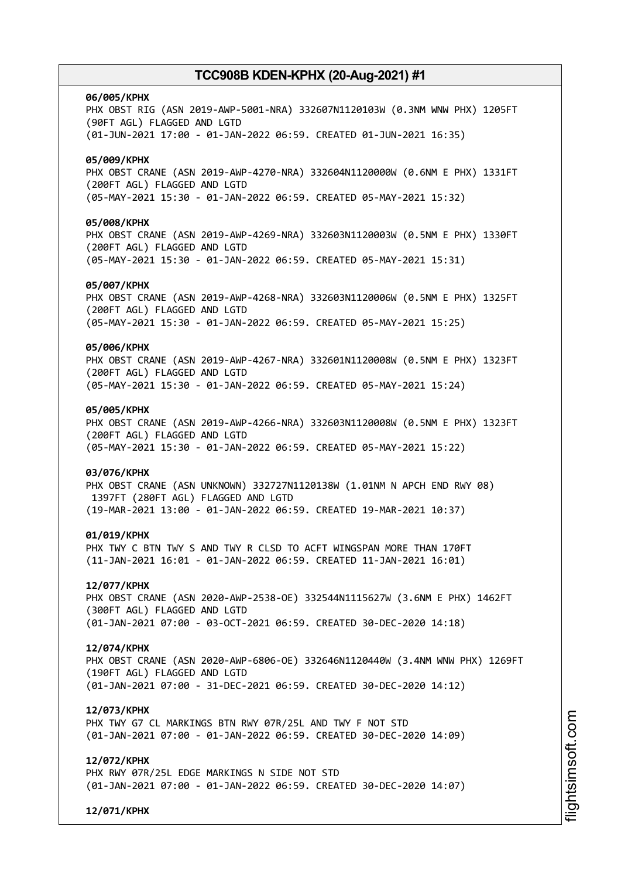**06/005/KPHX**
PHX OBST RIG (ASN 2019-AWP-5001-NRA) 332607N1120103W (0.3NM WNW PHX) 1205FT (90FT AGL) FLAGGED AND LGTD
(01-JUN-2021 17:00 - 01-JAN-2022 06:59. CREATED 01-JUN-2021 16:35)

**05/009/KPHX**
PHX OBST CRANE (ASN 2019-AWP-4270-NRA) 332604N1120000W (0.6NM E PHX) 1331FT (200FT AGL) FLAGGED AND LGTD
(05-MAY-2021 15:30 - 01-JAN-2022 06:59. CREATED 05-MAY-2021 15:32)

**05/008/KPHX**
PHX OBST CRANE (ASN 2019-AWP-4269-NRA) 332603N1120003W (0.5NM E PHX) 1330FT (200FT AGL) FLAGGED AND LGTD
(05-MAY-2021 15:30 - 01-JAN-2022 06:59. CREATED 05-MAY-2021 15:31)

**05/007/KPHX**
PHX OBST CRANE (ASN 2019-AWP-4268-NRA) 332603N1120006W (0.5NM E PHX) 1325FT (200FT AGL) FLAGGED AND LGTD
(05-MAY-2021 15:30 - 01-JAN-2022 06:59. CREATED 05-MAY-2021 15:25)

**05/006/KPHX**
PHX OBST CRANE (ASN 2019-AWP-4267-NRA) 332601N1120008W (0.5NM E PHX) 1323FT (200FT AGL) FLAGGED AND LGTD
(05-MAY-2021 15:30 - 01-JAN-2022 06:59. CREATED 05-MAY-2021 15:24)

**05/005/KPHX**
PHX OBST CRANE (ASN 2019-AWP-4266-NRA) 332603N1120008W (0.5NM E PHX) 1323FT (200FT AGL) FLAGGED AND LGTD
(05-MAY-2021 15:30 - 01-JAN-2022 06:59. CREATED 05-MAY-2021 15:22)

**03/076/KPHX**
PHX OBST CRANE (ASN UNKNOWN) 332727N1120138W (1.01NM N APCH END RWY 08) 1397FT (280FT AGL) FLAGGED AND LGTD
(19-MAR-2021 13:00 - 01-JAN-2022 06:59. CREATED 19-MAR-2021 10:37)

**01/019/KPHX**
PHX TWY C BTN TWY S AND TWY R CLSD TO ACFT WINGSPAN MORE THAN 170FT
(11-JAN-2021 16:01 - 01-JAN-2022 06:59. CREATED 11-JAN-2021 16:01)

**12/077/KPHX**
PHX OBST CRANE (ASN 2020-AWP-2538-OE) 332544N1115627W (3.6NM E PHX) 1462FT (300FT AGL) FLAGGED AND LGTD
(01-JAN-2021 07:00 - 03-OCT-2021 06:59. CREATED 30-DEC-2020 14:18)

**12/074/KPHX**
PHX OBST CRANE (ASN 2020-AWP-6806-OE) 332646N1120440W (3.4NM WNW PHX) 1269FT (190FT AGL) FLAGGED AND LGTD
(01-JAN-2021 07:00 - 31-DEC-2021 06:59. CREATED 30-DEC-2020 14:12)

**12/073/KPHX**
PHX TWY G7 CL MARKINGS BTN RWY 07R/25L AND TWY F NOT STD
(01-JAN-2021 07:00 - 01-JAN-2022 06:59. CREATED 30-DEC-2020 14:09)

**12/072/KPHX**
PHX RWY 07R/25L EDGE MARKINGS N SIDE NOT STD
(01-JAN-2021 07:00 - 01-JAN-2022 06:59. CREATED 30-DEC-2020 14:07)

**12/071/KPHX**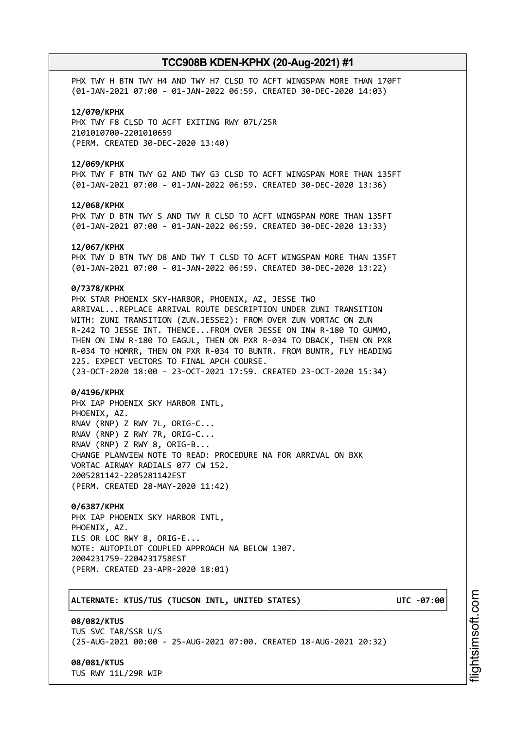PHX TWY H BTN TWY H4 AND TWY H7 CLSD TO ACFT WINGSPAN MORE THAN 170FT
(01-JAN-2021 07:00 - 01-JAN-2022 06:59. CREATED 30-DEC-2020 14:03)

**12/070/KPHX**
PHX TWY F8 CLSD TO ACFT EXITING RWY 07L/25R
2101010700-2201010659
(PERM. CREATED 30-DEC-2020 13:40)

**12/069/KPHX**
PHX TWY F BTN TWY G2 AND TWY G3 CLSD TO ACFT WINGSPAN MORE THAN 135FT
(01-JAN-2021 07:00 - 01-JAN-2022 06:59. CREATED 30-DEC-2020 13:36)

**12/068/KPHX**
PHX TWY D BTN TWY S AND TWY R CLSD TO ACFT WINGSPAN MORE THAN 135FT
(01-JAN-2021 07:00 - 01-JAN-2022 06:59. CREATED 30-DEC-2020 13:33)

**12/067/KPHX**
PHX TWY D BTN TWY D8 AND TWY T CLSD TO ACFT WINGSPAN MORE THAN 135FT
(01-JAN-2021 07:00 - 01-JAN-2022 06:59. CREATED 30-DEC-2020 13:22)

**0/7378/KPHX**
PHX STAR PHOENIX SKY-HARBOR, PHOENIX, AZ, JESSE TWO
ARRIVAL...REPLACE ARRIVAL ROUTE DESCRIPTION UNDER ZUNI TRANSITION
WITH: ZUNI TRANSITION (ZUN.JESSE2): FROM OVER ZUN VORTAC ON ZUN
R-242 TO JESSE INT. THENCE...FROM OVER JESSE ON INW R-180 TO GUMMO,
THEN ON INW R-180 TO EAGUL, THEN ON PXR R-034 TO DBACK, THEN ON PXR
R-034 TO HOMRR, THEN ON PXR R-034 TO BUNTR. FROM BUNTR, FLY HEADING
225. EXPECT VECTORS TO FINAL APCH COURSE.
(23-OCT-2020 18:00 - 23-OCT-2021 17:59. CREATED 23-OCT-2020 15:34)

**0/4196/KPHX**
PHX IAP PHOENIX SKY HARBOR INTL,
PHOENIX, AZ.
RNAV (RNP) Z RWY 7L, ORIG-C...
RNAV (RNP) Z RWY 7R, ORIG-C...
RNAV (RNP) Z RWY 8, ORIG-B...
CHANGE PLANVIEW NOTE TO READ: PROCEDURE NA FOR ARRIVAL ON BXK
VORTAC AIRWAY RADIALS 077 CW 152.
2005281142-2205281142EST
(PERM. CREATED 28-MAY-2020 11:42)

**0/6387/KPHX**
PHX IAP PHOENIX SKY HARBOR INTL,
PHOENIX, AZ.
ILS OR LOC RWY 8, ORIG-E...
NOTE: AUTOPILOT COUPLED APPROACH NA BELOW 1307.
2004231759-2204231758EST
(PERM. CREATED 23-APR-2020 18:01)

**ALTERNATE: KTUS/TUS (TUCSON INTL, UNITED STATES) UTC -07:00**

**08/082/KTUS**
TUS SVC TAR/SSR U/S
(25-AUG-2021 00:00 - 25-AUG-2021 07:00. CREATED 18-AUG-2021 20:32)

**08/081/KTUS**
TUS RWY 11L/29R WIP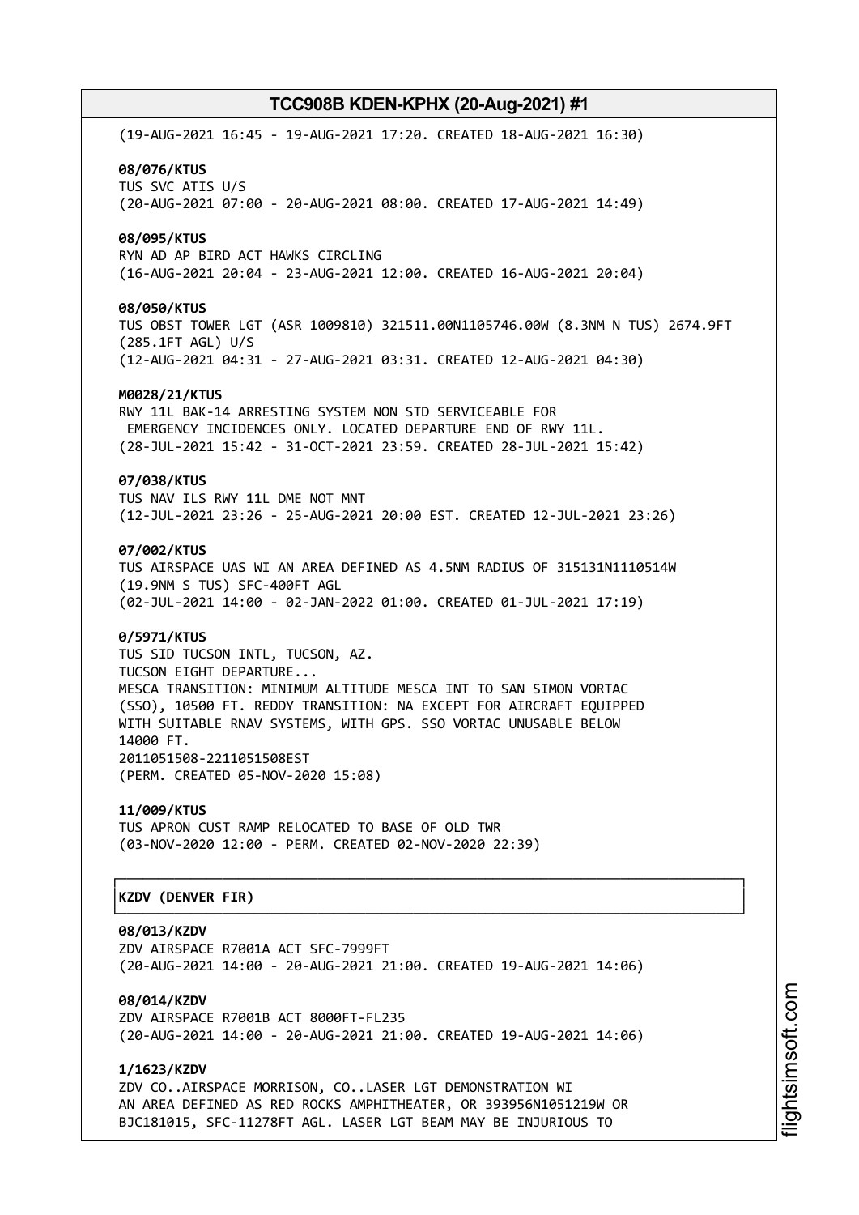(19-AUG-2021 16:45 - 19-AUG-2021 17:20. CREATED 18-AUG-2021 16:30)

**08/076/KTUS**
TUS SVC ATIS U/S
(20-AUG-2021 07:00 - 20-AUG-2021 08:00. CREATED 17-AUG-2021 14:49)

**08/095/KTUS**
RYN AD AP BIRD ACT HAWKS CIRCLING
(16-AUG-2021 20:04 - 23-AUG-2021 12:00. CREATED 16-AUG-2021 20:04)

**08/050/KTUS**
TUS OBST TOWER LGT (ASR 1009810) 321511.00N1105746.00W (8.3NM N TUS) 2674.9FT (285.1FT AGL) U/S
(12-AUG-2021 04:31 - 27-AUG-2021 03:31. CREATED 12-AUG-2021 04:30)

**M0028/21/KTUS**
RWY 11L BAK-14 ARRESTING SYSTEM NON STD SERVICEABLE FOR EMERGENCY INCIDENCES ONLY. LOCATED DEPARTURE END OF RWY 11L.
(28-JUL-2021 15:42 - 31-OCT-2021 23:59. CREATED 28-JUL-2021 15:42)

**07/038/KTUS**
TUS NAV ILS RWY 11L DME NOT MNT
(12-JUL-2021 23:26 - 25-AUG-2021 20:00 EST. CREATED 12-JUL-2021 23:26)

**07/002/KTUS**
TUS AIRSPACE UAS WI AN AREA DEFINED AS 4.5NM RADIUS OF 315131N1110514W (19.9NM S TUS) SFC-400FT AGL
(02-JUL-2021 14:00 - 02-JAN-2022 01:00. CREATED 01-JUL-2021 17:19)

**0/5971/KTUS**
TUS SID TUCSON INTL, TUCSON, AZ.
TUCSON EIGHT DEPARTURE...
MESCA TRANSITION: MINIMUM ALTITUDE MESCA INT TO SAN SIMON VORTAC (SSO), 10500 FT. REDDY TRANSITION: NA EXCEPT FOR AIRCRAFT EQUIPPED WITH SUITABLE RNAV SYSTEMS, WITH GPS. SSO VORTAC UNUSABLE BELOW 14000 FT.
2011051508-2211051508EST
(PERM. CREATED 05-NOV-2020 15:08)

**11/009/KTUS**
TUS APRON CUST RAMP RELOCATED TO BASE OF OLD TWR
(03-NOV-2020 12:00 - PERM. CREATED 02-NOV-2020 22:39)

## KZDV (DENVER FIR)

**08/013/KZDV**
ZDV AIRSPACE R7001A ACT SFC-7999FT
(20-AUG-2021 14:00 - 20-AUG-2021 21:00. CREATED 19-AUG-2021 14:06)

**08/014/KZDV**
ZDV AIRSPACE R7001B ACT 8000FT-FL235
(20-AUG-2021 14:00 - 20-AUG-2021 21:00. CREATED 19-AUG-2021 14:06)

**1/1623/KZDV**
ZDV CO..AIRSPACE MORRISON, CO..LASER LGT DEMONSTRATION WI AN AREA DEFINED AS RED ROCKS AMPHITHEATER, OR 393956N1051219W OR BJC181015, SFC-11278FT AGL. LASER LGT BEAM MAY BE INJURIOUS TO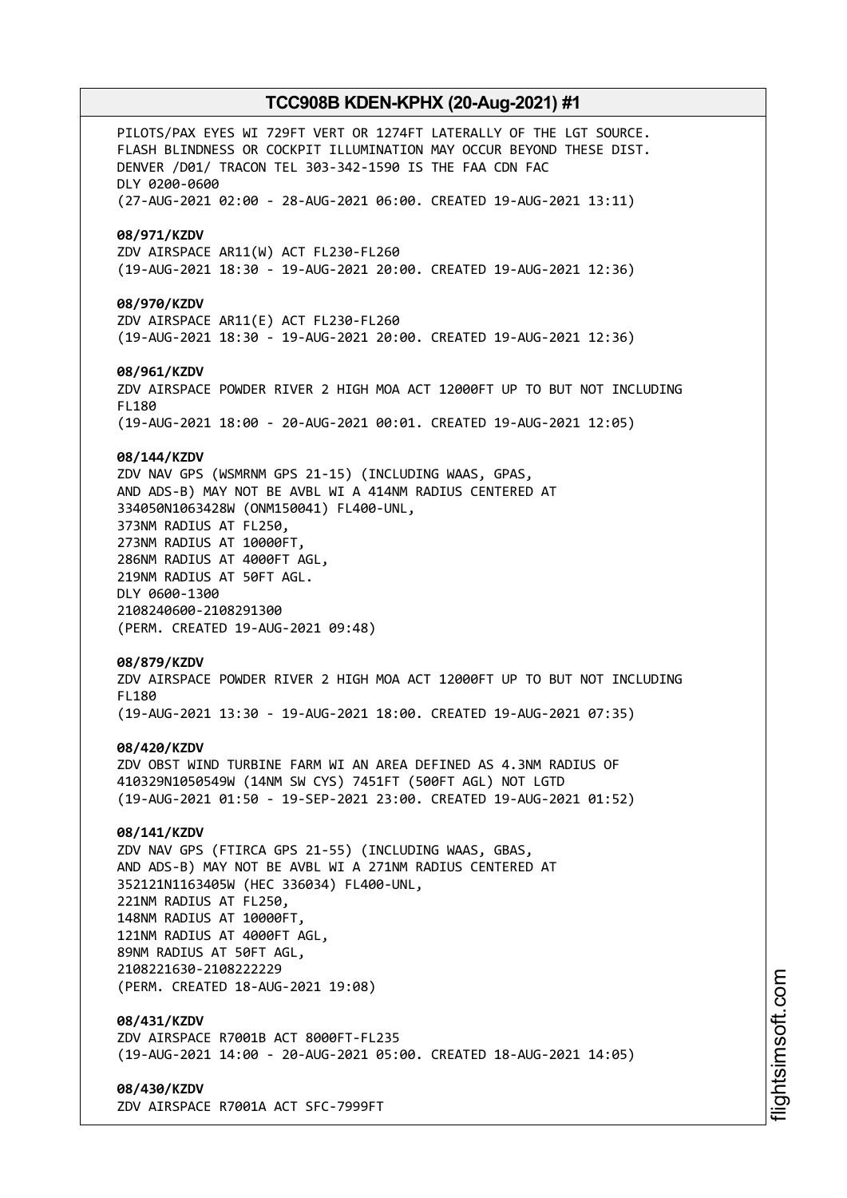PILOTS/PAX EYES WI 729FT VERT OR 1274FT LATERALLY OF THE LGT SOURCE.
FLASH BLINDNESS OR COCKPIT ILLUMINATION MAY OCCUR BEYOND THESE DIST.
DENVER /D01/ TRACON TEL 303-342-1590 IS THE FAA CDN FAC
DLY 0200-0600
(27-AUG-2021 02:00 - 28-AUG-2021 06:00. CREATED 19-AUG-2021 13:11)

**08/971/KZDV**
ZDV AIRSPACE AR11(W) ACT FL230-FL260
(19-AUG-2021 18:30 - 19-AUG-2021 20:00. CREATED 19-AUG-2021 12:36)

**08/970/KZDV**
ZDV AIRSPACE AR11(E) ACT FL230-FL260
(19-AUG-2021 18:30 - 19-AUG-2021 20:00. CREATED 19-AUG-2021 12:36)

**08/961/KZDV**
ZDV AIRSPACE POWDER RIVER 2 HIGH MOA ACT 12000FT UP TO BUT NOT INCLUDING FL180
(19-AUG-2021 18:00 - 20-AUG-2021 00:01. CREATED 19-AUG-2021 12:05)

**08/144/KZDV**
ZDV NAV GPS (WSMRNM GPS 21-15) (INCLUDING WAAS, GPAS, AND ADS-B) MAY NOT BE AVBL WI A 414NM RADIUS CENTERED AT 334050N1063428W (ONM150041) FL400-UNL,
373NM RADIUS AT FL250,
273NM RADIUS AT 10000FT,
286NM RADIUS AT 4000FT AGL,
219NM RADIUS AT 50FT AGL.
DLY 0600-1300
2108240600-2108291300
(PERM. CREATED 19-AUG-2021 09:48)

**08/879/KZDV**
ZDV AIRSPACE POWDER RIVER 2 HIGH MOA ACT 12000FT UP TO BUT NOT INCLUDING FL180
(19-AUG-2021 13:30 - 19-AUG-2021 18:00. CREATED 19-AUG-2021 07:35)

**08/420/KZDV**
ZDV OBST WIND TURBINE FARM WI AN AREA DEFINED AS 4.3NM RADIUS OF 410329N1050549W (14NM SW CYS) 7451FT (500FT AGL) NOT LGTD
(19-AUG-2021 01:50 - 19-SEP-2021 23:00. CREATED 19-AUG-2021 01:52)

**08/141/KZDV**
ZDV NAV GPS (FTIRCA GPS 21-55) (INCLUDING WAAS, GBAS, AND ADS-B) MAY NOT BE AVBL WI A 271NM RADIUS CENTERED AT 352121N1163405W (HEC 336034) FL400-UNL,
221NM RADIUS AT FL250,
148NM RADIUS AT 10000FT,
121NM RADIUS AT 4000FT AGL,
89NM RADIUS AT 50FT AGL,
2108221630-2108222229
(PERM. CREATED 18-AUG-2021 19:08)

**08/431/KZDV**
ZDV AIRSPACE R7001B ACT 8000FT-FL235
(19-AUG-2021 14:00 - 20-AUG-2021 05:00. CREATED 18-AUG-2021 14:05)

**08/430/KZDV**
ZDV AIRSPACE R7001A ACT SFC-7999FT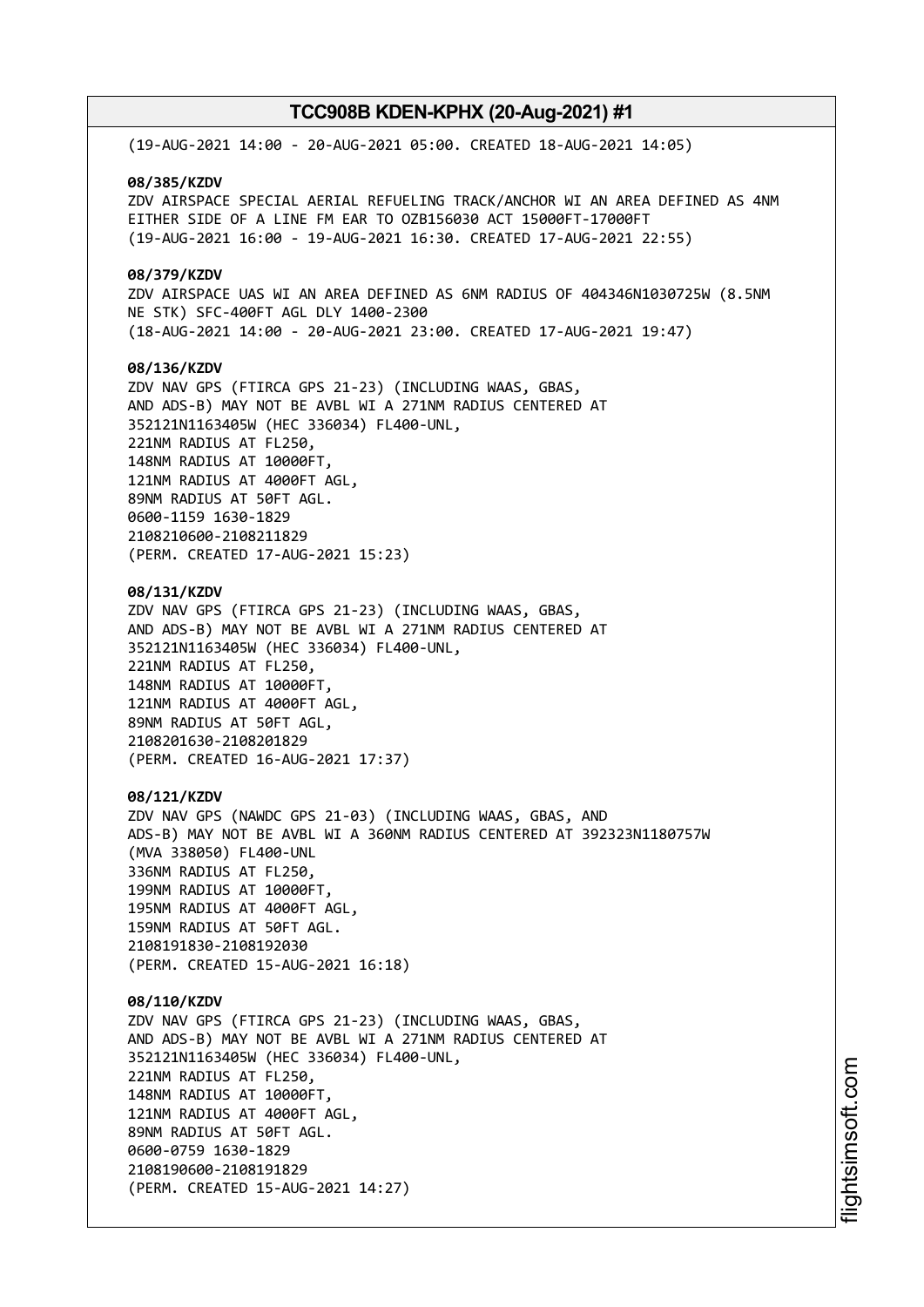(19-AUG-2021 14:00 - 20-AUG-2021 05:00. CREATED 18-AUG-2021 14:05)

**08/385/KZDV**
ZDV AIRSPACE SPECIAL AERIAL REFUELING TRACK/ANCHOR WI AN AREA DEFINED AS 4NM EITHER SIDE OF A LINE FM EAR TO OZB156030 ACT 15000FT-17000FT
(19-AUG-2021 16:00 - 19-AUG-2021 16:30. CREATED 17-AUG-2021 22:55)

**08/379/KZDV**
ZDV AIRSPACE UAS WI AN AREA DEFINED AS 6NM RADIUS OF 404346N1030725W (8.5NM NE STK) SFC-400FT AGL DLY 1400-2300
(18-AUG-2021 14:00 - 20-AUG-2021 23:00. CREATED 17-AUG-2021 19:47)

**08/136/KZDV**
ZDV NAV GPS (FTIRCA GPS 21-23) (INCLUDING WAAS, GBAS, AND ADS-B) MAY NOT BE AVBL WI A 271NM RADIUS CENTERED AT 352121N1163405W (HEC 336034) FL400-UNL,
221NM RADIUS AT FL250,
148NM RADIUS AT 10000FT,
121NM RADIUS AT 4000FT AGL,
89NM RADIUS AT 50FT AGL.
0600-1159 1630-1829
2108210600-2108211829
(PERM. CREATED 17-AUG-2021 15:23)

**08/131/KZDV**
ZDV NAV GPS (FTIRCA GPS 21-23) (INCLUDING WAAS, GBAS, AND ADS-B) MAY NOT BE AVBL WI A 271NM RADIUS CENTERED AT 352121N1163405W (HEC 336034) FL400-UNL,
221NM RADIUS AT FL250,
148NM RADIUS AT 10000FT,
121NM RADIUS AT 4000FT AGL,
89NM RADIUS AT 50FT AGL,
2108201630-2108201829
(PERM. CREATED 16-AUG-2021 17:37)

**08/121/KZDV**
ZDV NAV GPS (NAWDC GPS 21-03) (INCLUDING WAAS, GBAS, AND ADS-B) MAY NOT BE AVBL WI A 360NM RADIUS CENTERED AT 392323N1180757W (MVA 338050) FL400-UNL
336NM RADIUS AT FL250,
199NM RADIUS AT 10000FT,
195NM RADIUS AT 4000FT AGL,
159NM RADIUS AT 50FT AGL.
2108191830-2108192030
(PERM. CREATED 15-AUG-2021 16:18)

**08/110/KZDV**
ZDV NAV GPS (FTIRCA GPS 21-23) (INCLUDING WAAS, GBAS, AND ADS-B) MAY NOT BE AVBL WI A 271NM RADIUS CENTERED AT 352121N1163405W (HEC 336034) FL400-UNL,
221NM RADIUS AT FL250,
148NM RADIUS AT 10000FT,
121NM RADIUS AT 4000FT AGL,
89NM RADIUS AT 50FT AGL.
0600-0759 1630-1829
2108190600-2108191829
(PERM. CREATED 15-AUG-2021 14:27)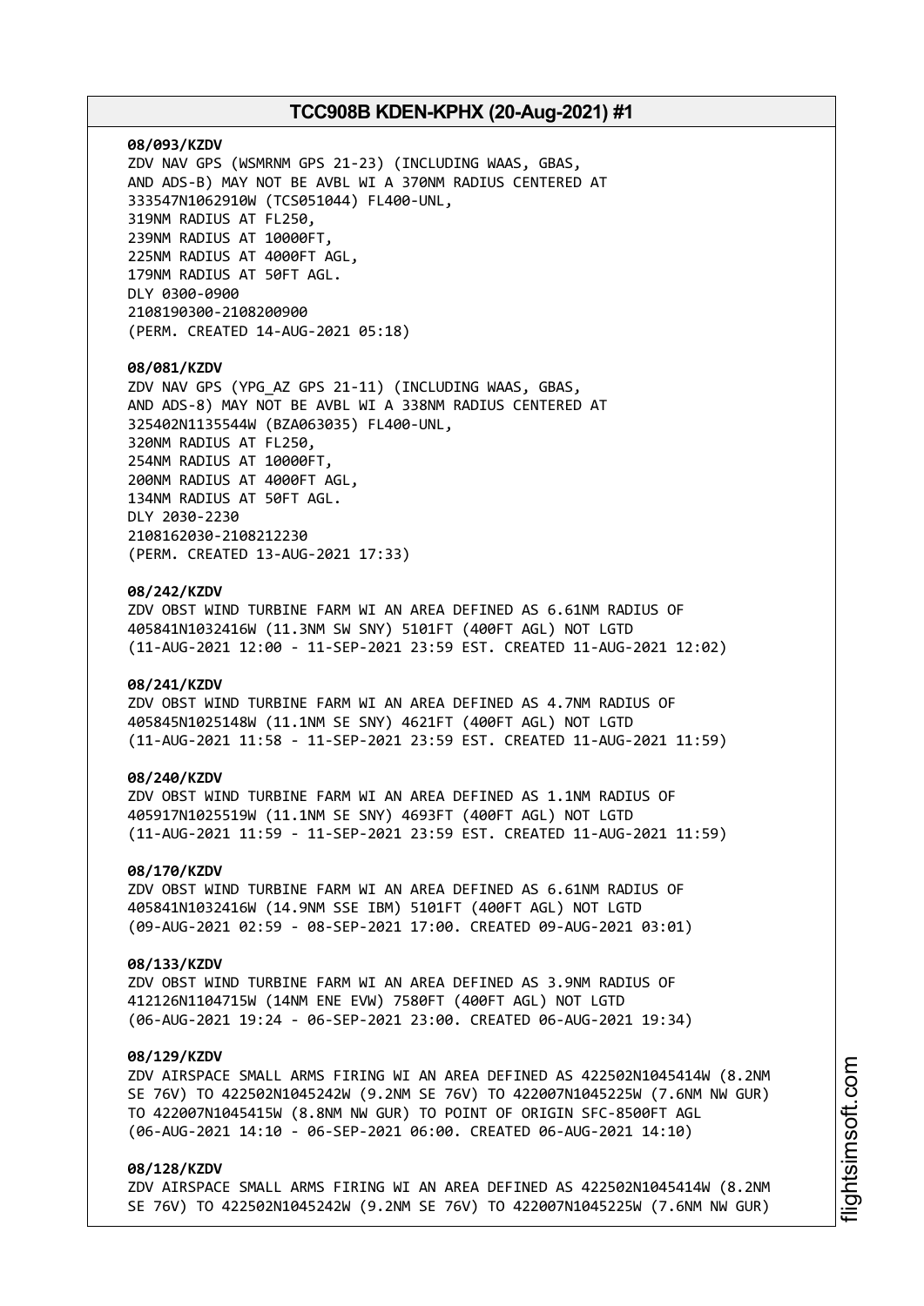**08/093/KZDV**
ZDV NAV GPS (WSMRNM GPS 21-23) (INCLUDING WAAS, GBAS, AND ADS-B) MAY NOT BE AVBL WI A 370NM RADIUS CENTERED AT 333547N1062910W (TCS051044) FL400-UNL,
319NM RADIUS AT FL250,
239NM RADIUS AT 10000FT,
225NM RADIUS AT 4000FT AGL,
179NM RADIUS AT 50FT AGL.
DLY 0300-0900
2108190300-2108200900
(PERM. CREATED 14-AUG-2021 05:18)

**08/081/KZDV**
ZDV NAV GPS (YPG_AZ GPS 21-11) (INCLUDING WAAS, GBAS, AND ADS-8) MAY NOT BE AVBL WI A 338NM RADIUS CENTERED AT 325402N1135544W (BZA063035) FL400-UNL,
320NM RADIUS AT FL250,
254NM RADIUS AT 10000FT,
200NM RADIUS AT 4000FT AGL,
134NM RADIUS AT 50FT AGL.
DLY 2030-2230
2108162030-2108212230
(PERM. CREATED 13-AUG-2021 17:33)

**08/242/KZDV**
ZDV OBST WIND TURBINE FARM WI AN AREA DEFINED AS 6.61NM RADIUS OF 405841N1032416W (11.3NM SW SNY) 5101FT (400FT AGL) NOT LGTD
(11-AUG-2021 12:00 - 11-SEP-2021 23:59 EST. CREATED 11-AUG-2021 12:02)

**08/241/KZDV**
ZDV OBST WIND TURBINE FARM WI AN AREA DEFINED AS 4.7NM RADIUS OF 405845N1025148W (11.1NM SE SNY) 4621FT (400FT AGL) NOT LGTD
(11-AUG-2021 11:58 - 11-SEP-2021 23:59 EST. CREATED 11-AUG-2021 11:59)

**08/240/KZDV**
ZDV OBST WIND TURBINE FARM WI AN AREA DEFINED AS 1.1NM RADIUS OF 405917N1025519W (11.1NM SE SNY) 4693FT (400FT AGL) NOT LGTD
(11-AUG-2021 11:59 - 11-SEP-2021 23:59 EST. CREATED 11-AUG-2021 11:59)

**08/170/KZDV**
ZDV OBST WIND TURBINE FARM WI AN AREA DEFINED AS 6.61NM RADIUS OF 405841N1032416W (14.9NM SSE IBM) 5101FT (400FT AGL) NOT LGTD
(09-AUG-2021 02:59 - 08-SEP-2021 17:00. CREATED 09-AUG-2021 03:01)

**08/133/KZDV**
ZDV OBST WIND TURBINE FARM WI AN AREA DEFINED AS 3.9NM RADIUS OF 412126N1104715W (14NM ENE EVW) 7580FT (400FT AGL) NOT LGTD
(06-AUG-2021 19:24 - 06-SEP-2021 23:00. CREATED 06-AUG-2021 19:34)

**08/129/KZDV**
ZDV AIRSPACE SMALL ARMS FIRING WI AN AREA DEFINED AS 422502N1045414W (8.2NM SE 76V) TO 422502N1045242W (9.2NM SE 76V) TO 422007N1045225W (7.6NM NW GUR) TO 422007N1045415W (8.8NM NW GUR) TO POINT OF ORIGIN SFC-8500FT AGL
(06-AUG-2021 14:10 - 06-SEP-2021 06:00. CREATED 06-AUG-2021 14:10)

**08/128/KZDV**
ZDV AIRSPACE SMALL ARMS FIRING WI AN AREA DEFINED AS 422502N1045414W (8.2NM SE 76V) TO 422502N1045242W (9.2NM SE 76V) TO 422007N1045225W (7.6NM NW GUR)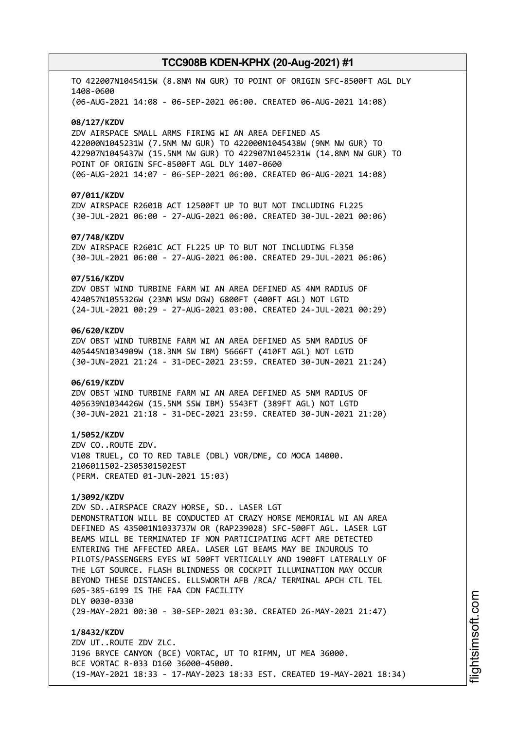TO 422007N1045415W (8.8NM NW GUR) TO POINT OF ORIGIN SFC-8500FT AGL DLY 1408-0600
(06-AUG-2021 14:08 - 06-SEP-2021 06:00. CREATED 06-AUG-2021 14:08)

**08/127/KZDV**
ZDV AIRSPACE SMALL ARMS FIRING WI AN AREA DEFINED AS 422000N1045231W (7.5NM NW GUR) TO 422000N1045438W (9NM NW GUR) TO 422907N1045437W (15.5NM NW GUR) TO 422907N1045231W (14.8NM NW GUR) TO POINT OF ORIGIN SFC-8500FT AGL DLY 1407-0600
(06-AUG-2021 14:07 - 06-SEP-2021 06:00. CREATED 06-AUG-2021 14:08)

**07/011/KZDV**
ZDV AIRSPACE R2601B ACT 12500FT UP TO BUT NOT INCLUDING FL225
(30-JUL-2021 06:00 - 27-AUG-2021 06:00. CREATED 30-JUL-2021 00:06)

**07/748/KZDV**
ZDV AIRSPACE R2601C ACT FL225 UP TO BUT NOT INCLUDING FL350
(30-JUL-2021 06:00 - 27-AUG-2021 06:00. CREATED 29-JUL-2021 06:06)

**07/516/KZDV**
ZDV OBST WIND TURBINE FARM WI AN AREA DEFINED AS 4NM RADIUS OF 424057N1055326W (23NM WSW DGW) 6800FT (400FT AGL) NOT LGTD
(24-JUL-2021 00:29 - 27-AUG-2021 03:00. CREATED 24-JUL-2021 00:29)

**06/620/KZDV**
ZDV OBST WIND TURBINE FARM WI AN AREA DEFINED AS 5NM RADIUS OF 405445N1034909W (18.3NM SW IBM) 5666FT (410FT AGL) NOT LGTD
(30-JUN-2021 21:24 - 31-DEC-2021 23:59. CREATED 30-JUN-2021 21:24)

**06/619/KZDV**
ZDV OBST WIND TURBINE FARM WI AN AREA DEFINED AS 5NM RADIUS OF 405639N1034426W (15.5NM SSW IBM) 5543FT (389FT AGL) NOT LGTD
(30-JUN-2021 21:18 - 31-DEC-2021 23:59. CREATED 30-JUN-2021 21:20)

**1/5052/KZDV**
ZDV CO..ROUTE ZDV.
V108 TRUEL, CO TO RED TABLE (DBL) VOR/DME, CO MOCA 14000.
2106011502-2305301502EST
(PERM. CREATED 01-JUN-2021 15:03)

**1/3092/KZDV**
ZDV SD..AIRSPACE CRAZY HORSE, SD.. LASER LGT DEMONSTRATION WILL BE CONDUCTED AT CRAZY HORSE MEMORIAL WI AN AREA DEFINED AS 435001N1033737W OR (RAP239028) SFC-500FT AGL. LASER LGT BEAMS WILL BE TERMINATED IF NON PARTICIPATING ACFT ARE DETECTED ENTERING THE AFFECTED AREA. LASER LGT BEAMS MAY BE INJUROUS TO PILOTS/PASSENGERS EYES WI 500FT VERTICALLY AND 1900FT LATERALLY OF THE LGT SOURCE. FLASH BLINDNESS OR COCKPIT ILLUMINATION MAY OCCUR BEYOND THESE DISTANCES. ELLSWORTH AFB /RCA/ TERMINAL APCH CTL TEL 605-385-6199 IS THE FAA CDN FACILITY
DLY 0030-0330
(29-MAY-2021 00:30 - 30-SEP-2021 03:30. CREATED 26-MAY-2021 21:47)

**1/8432/KZDV**
ZDV UT..ROUTE ZDV ZLC.
J196 BRYCE CANYON (BCE) VORTAC, UT TO RIFMN, UT MEA 36000.
BCE VORTAC R-033 D160 36000-45000.
(19-MAY-2021 18:33 - 17-MAY-2023 18:33 EST. CREATED 19-MAY-2021 18:34)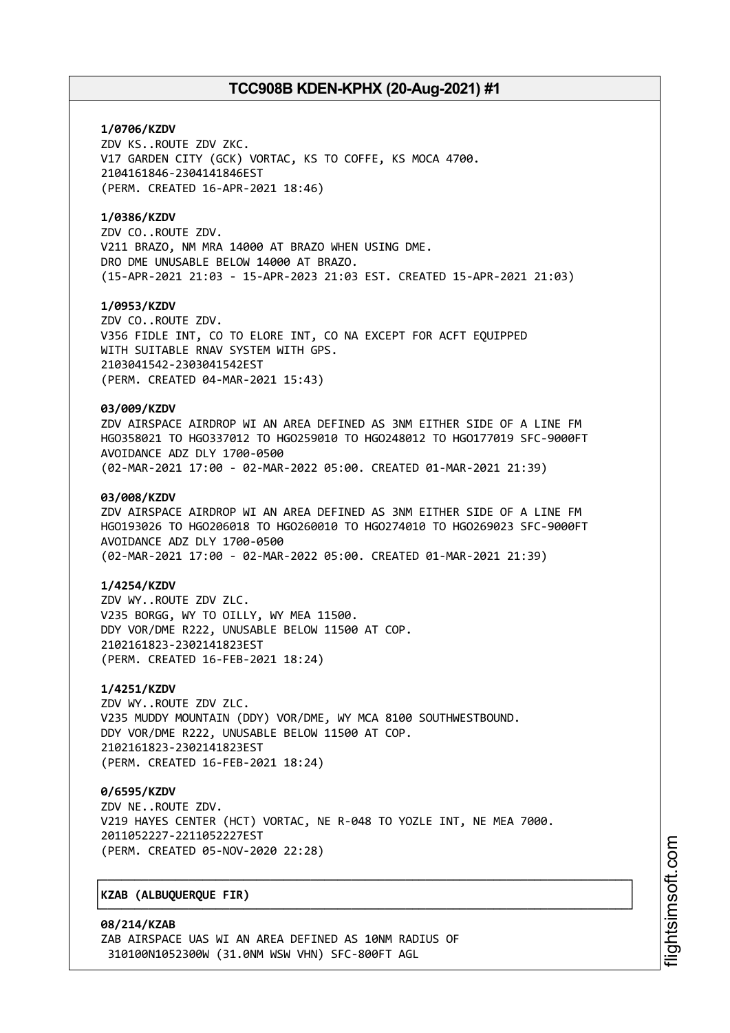**1/0706/KZDV**
ZDV KS..ROUTE ZDV ZKC.
V17 GARDEN CITY (GCK) VORTAC, KS TO COFFE, KS MOCA 4700.
2104161846-2304141846EST
(PERM. CREATED 16-APR-2021 18:46)

**1/0386/KZDV**
ZDV CO..ROUTE ZDV.
V211 BRAZO, NM MRA 14000 AT BRAZO WHEN USING DME.
DRO DME UNUSABLE BELOW 14000 AT BRAZO.
(15-APR-2021 21:03 - 15-APR-2023 21:03 EST. CREATED 15-APR-2021 21:03)

**1/0953/KZDV**
ZDV CO..ROUTE ZDV.
V356 FIDLE INT, CO TO ELORE INT, CO NA EXCEPT FOR ACFT EQUIPPED
WITH SUITABLE RNAV SYSTEM WITH GPS.
2103041542-2303041542EST
(PERM. CREATED 04-MAR-2021 15:43)

**03/009/KZDV**
ZDV AIRSPACE AIRDROP WI AN AREA DEFINED AS 3NM EITHER SIDE OF A LINE FM
HGO358021 TO HGO337012 TO HGO259010 TO HGO248012 TO HGO177019 SFC-9000FT
AVOIDANCE ADZ DLY 1700-0500
(02-MAR-2021 17:00 - 02-MAR-2022 05:00. CREATED 01-MAR-2021 21:39)

**03/008/KZDV**
ZDV AIRSPACE AIRDROP WI AN AREA DEFINED AS 3NM EITHER SIDE OF A LINE FM
HGO193026 TO HGO206018 TO HGO260010 TO HGO274010 TO HGO269023 SFC-9000FT
AVOIDANCE ADZ DLY 1700-0500
(02-MAR-2021 17:00 - 02-MAR-2022 05:00. CREATED 01-MAR-2021 21:39)

**1/4254/KZDV**
ZDV WY..ROUTE ZDV ZLC.
V235 BORGG, WY TO OILLY, WY MEA 11500.
DDY VOR/DME R222, UNUSABLE BELOW 11500 AT COP.
2102161823-2302141823EST
(PERM. CREATED 16-FEB-2021 18:24)

**1/4251/KZDV**
ZDV WY..ROUTE ZDV ZLC.
V235 MUDDY MOUNTAIN (DDY) VOR/DME, WY MCA 8100 SOUTHWESTBOUND.
DDY VOR/DME R222, UNUSABLE BELOW 11500 AT COP.
2102161823-2302141823EST
(PERM. CREATED 16-FEB-2021 18:24)

**0/6595/KZDV**
ZDV NE..ROUTE ZDV.
V219 HAYES CENTER (HCT) VORTAC, NE R-048 TO YOZLE INT, NE MEA 7000.
2011052227-2211052227EST
(PERM. CREATED 05-NOV-2020 22:28)

## KZAB (ALBUQUERQUE FIR)

**08/214/KZAB**
ZAB AIRSPACE UAS WI AN AREA DEFINED AS 10NM RADIUS OF
310100N1052300W (31.0NM WSW VHN) SFC-800FT AGL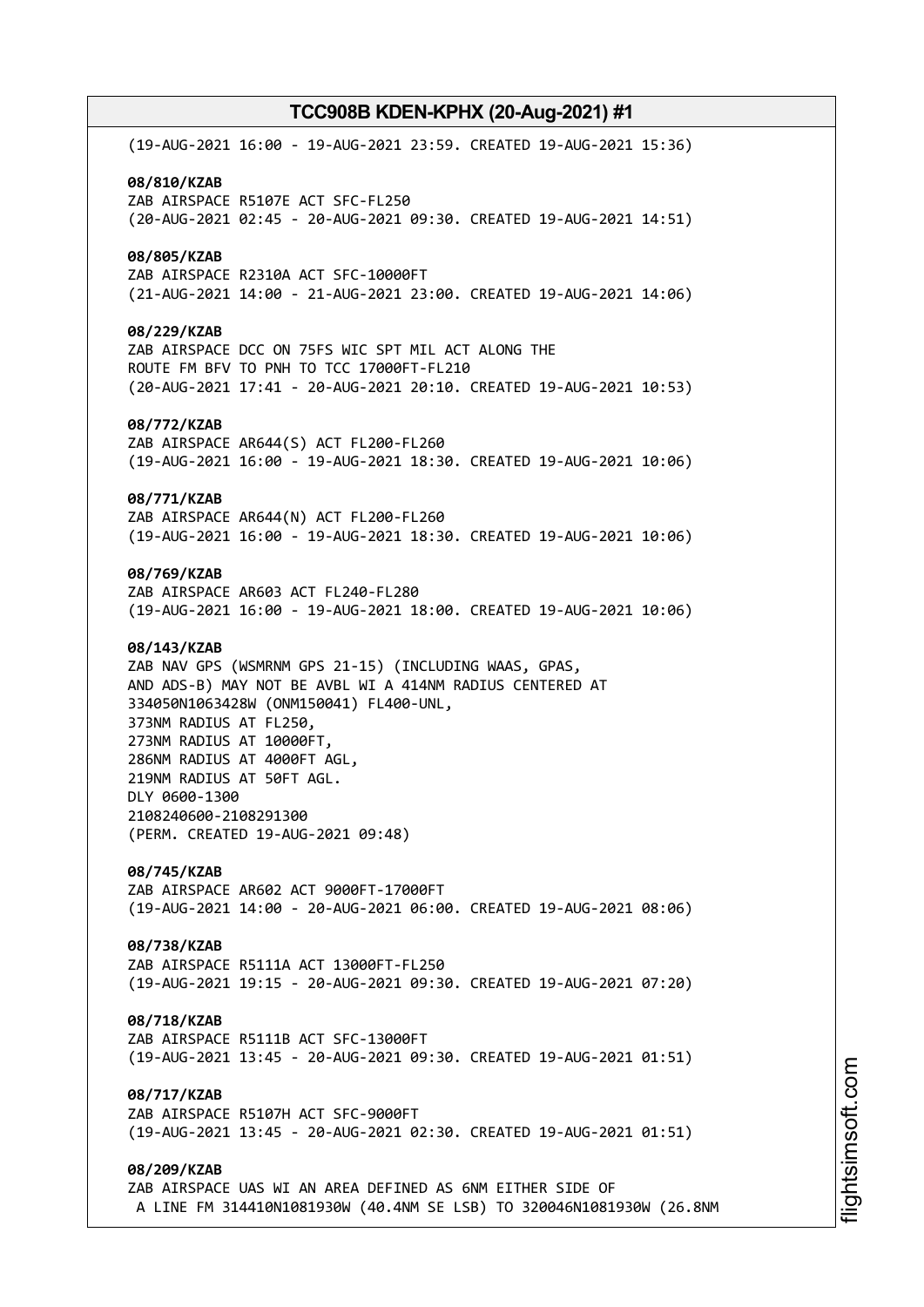(19-AUG-2021 16:00 - 19-AUG-2021 23:59. CREATED 19-AUG-2021 15:36)

**08/810/KZAB**
ZAB AIRSPACE R5107E ACT SFC-FL250
(20-AUG-2021 02:45 - 20-AUG-2021 09:30. CREATED 19-AUG-2021 14:51)

**08/805/KZAB**
ZAB AIRSPACE R2310A ACT SFC-10000FT
(21-AUG-2021 14:00 - 21-AUG-2021 23:00. CREATED 19-AUG-2021 14:06)

**08/229/KZAB**
ZAB AIRSPACE DCC ON 75FS WIC SPT MIL ACT ALONG THE
ROUTE FM BFV TO PNH TO TCC 17000FT-FL210
(20-AUG-2021 17:41 - 20-AUG-2021 20:10. CREATED 19-AUG-2021 10:53)

**08/772/KZAB**
ZAB AIRSPACE AR644(S) ACT FL200-FL260
(19-AUG-2021 16:00 - 19-AUG-2021 18:30. CREATED 19-AUG-2021 10:06)

**08/771/KZAB**
ZAB AIRSPACE AR644(N) ACT FL200-FL260
(19-AUG-2021 16:00 - 19-AUG-2021 18:30. CREATED 19-AUG-2021 10:06)

**08/769/KZAB**
ZAB AIRSPACE AR603 ACT FL240-FL280
(19-AUG-2021 16:00 - 19-AUG-2021 18:00. CREATED 19-AUG-2021 10:06)

**08/143/KZAB**
ZAB NAV GPS (WSMRNM GPS 21-15) (INCLUDING WAAS, GPAS,
AND ADS-B) MAY NOT BE AVBL WI A 414NM RADIUS CENTERED AT
334050N1063428W (ONM150041) FL400-UNL,
373NM RADIUS AT FL250,
273NM RADIUS AT 10000FT,
286NM RADIUS AT 4000FT AGL,
219NM RADIUS AT 50FT AGL.
DLY 0600-1300
2108240600-2108291300
(PERM. CREATED 19-AUG-2021 09:48)

**08/745/KZAB**
ZAB AIRSPACE AR602 ACT 9000FT-17000FT
(19-AUG-2021 14:00 - 20-AUG-2021 06:00. CREATED 19-AUG-2021 08:06)

**08/738/KZAB**
ZAB AIRSPACE R5111A ACT 13000FT-FL250
(19-AUG-2021 19:15 - 20-AUG-2021 09:30. CREATED 19-AUG-2021 07:20)

**08/718/KZAB**
ZAB AIRSPACE R5111B ACT SFC-13000FT
(19-AUG-2021 13:45 - 20-AUG-2021 09:30. CREATED 19-AUG-2021 01:51)

**08/717/KZAB**
ZAB AIRSPACE R5107H ACT SFC-9000FT
(19-AUG-2021 13:45 - 20-AUG-2021 02:30. CREATED 19-AUG-2021 01:51)

**08/209/KZAB**
ZAB AIRSPACE UAS WI AN AREA DEFINED AS 6NM EITHER SIDE OF
A LINE FM 314410N1081930W (40.4NM SE LSB) TO 320046N1081930W (26.8NM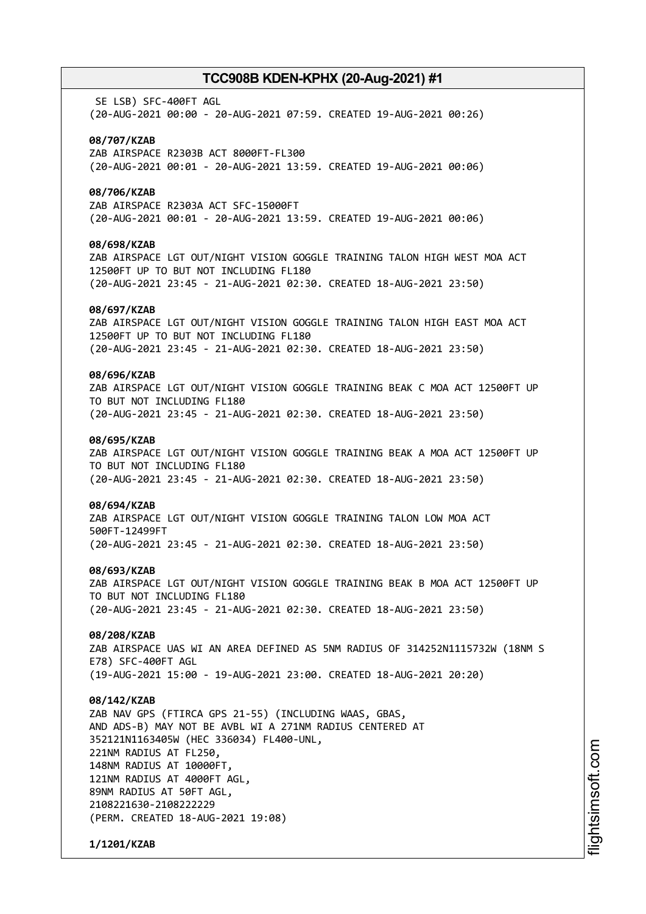SE LSB) SFC-400FT AGL
(20-AUG-2021 00:00 - 20-AUG-2021 07:59. CREATED 19-AUG-2021 00:26)

**08/707/KZAB**
ZAB AIRSPACE R2303B ACT 8000FT-FL300
(20-AUG-2021 00:01 - 20-AUG-2021 13:59. CREATED 19-AUG-2021 00:06)

**08/706/KZAB**
ZAB AIRSPACE R2303A ACT SFC-15000FT
(20-AUG-2021 00:01 - 20-AUG-2021 13:59. CREATED 19-AUG-2021 00:06)

**08/698/KZAB**
ZAB AIRSPACE LGT OUT/NIGHT VISION GOGGLE TRAINING TALON HIGH WEST MOA ACT
12500FT UP TO BUT NOT INCLUDING FL180
(20-AUG-2021 23:45 - 21-AUG-2021 02:30. CREATED 18-AUG-2021 23:50)

**08/697/KZAB**
ZAB AIRSPACE LGT OUT/NIGHT VISION GOGGLE TRAINING TALON HIGH EAST MOA ACT
12500FT UP TO BUT NOT INCLUDING FL180
(20-AUG-2021 23:45 - 21-AUG-2021 02:30. CREATED 18-AUG-2021 23:50)

**08/696/KZAB**
ZAB AIRSPACE LGT OUT/NIGHT VISION GOGGLE TRAINING BEAK C MOA ACT 12500FT UP
TO BUT NOT INCLUDING FL180
(20-AUG-2021 23:45 - 21-AUG-2021 02:30. CREATED 18-AUG-2021 23:50)

**08/695/KZAB**
ZAB AIRSPACE LGT OUT/NIGHT VISION GOGGLE TRAINING BEAK A MOA ACT 12500FT UP
TO BUT NOT INCLUDING FL180
(20-AUG-2021 23:45 - 21-AUG-2021 02:30. CREATED 18-AUG-2021 23:50)

**08/694/KZAB**
ZAB AIRSPACE LGT OUT/NIGHT VISION GOGGLE TRAINING TALON LOW MOA ACT
500FT-12499FT
(20-AUG-2021 23:45 - 21-AUG-2021 02:30. CREATED 18-AUG-2021 23:50)

**08/693/KZAB**
ZAB AIRSPACE LGT OUT/NIGHT VISION GOGGLE TRAINING BEAK B MOA ACT 12500FT UP
TO BUT NOT INCLUDING FL180
(20-AUG-2021 23:45 - 21-AUG-2021 02:30. CREATED 18-AUG-2021 23:50)

**08/208/KZAB**
ZAB AIRSPACE UAS WI AN AREA DEFINED AS 5NM RADIUS OF 314252N1115732W (18NM S
E78) SFC-400FT AGL
(19-AUG-2021 15:00 - 19-AUG-2021 23:00. CREATED 18-AUG-2021 20:20)

**08/142/KZAB**
ZAB NAV GPS (FTIRCA GPS 21-55) (INCLUDING WAAS, GBAS,
AND ADS-B) MAY NOT BE AVBL WI A 271NM RADIUS CENTERED AT
352121N1163405W (HEC 336034) FL400-UNL,
221NM RADIUS AT FL250,
148NM RADIUS AT 10000FT,
121NM RADIUS AT 4000FT AGL,
89NM RADIUS AT 50FT AGL,
2108221630-2108222229
(PERM. CREATED 18-AUG-2021 19:08)

**1/1201/KZAB**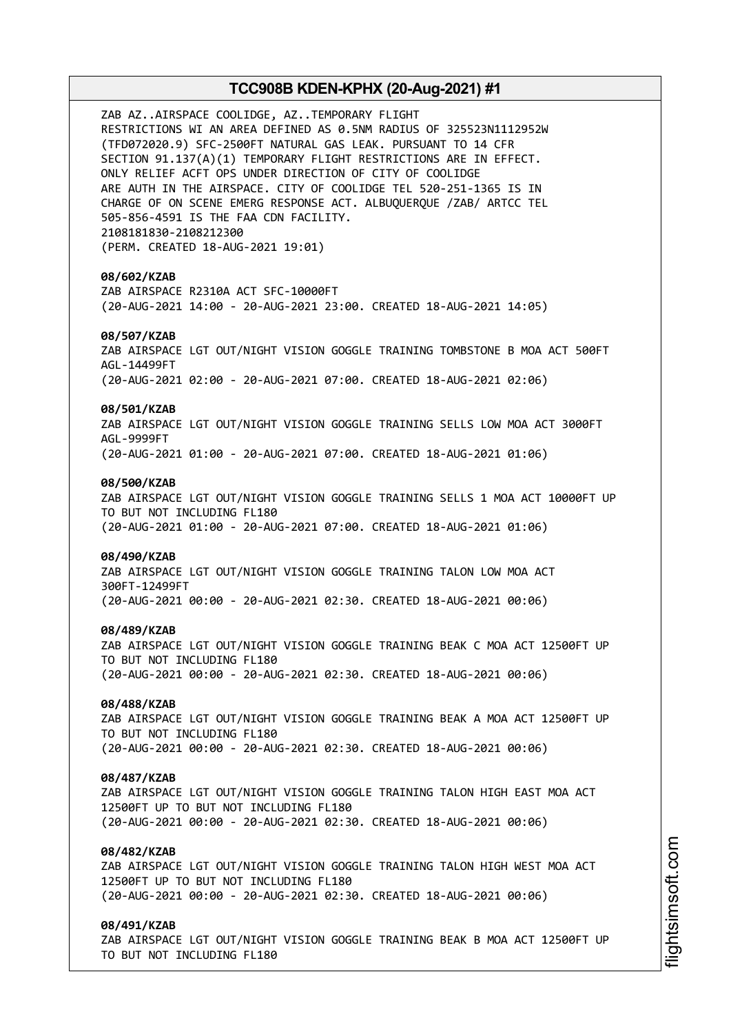ZAB AZ..AIRSPACE COOLIDGE, AZ..TEMPORARY FLIGHT RESTRICTIONS WI AN AREA DEFINED AS 0.5NM RADIUS OF 325523N1112952W (TFD072020.9) SFC-2500FT NATURAL GAS LEAK. PURSUANT TO 14 CFR SECTION 91.137(A)(1) TEMPORARY FLIGHT RESTRICTIONS ARE IN EFFECT. ONLY RELIEF ACFT OPS UNDER DIRECTION OF CITY OF COOLIDGE ARE AUTH IN THE AIRSPACE. CITY OF COOLIDGE TEL 520-251-1365 IS IN CHARGE OF ON SCENE EMERG RESPONSE ACT. ALBUQUERQUE /ZAB/ ARTCC TEL 505-856-4591 IS THE FAA CDN FACILITY.
2108181830-2108212300
(PERM. CREATED 18-AUG-2021 19:01)

**08/602/KZAB**
ZAB AIRSPACE R2310A ACT SFC-10000FT
(20-AUG-2021 14:00 - 20-AUG-2021 23:00. CREATED 18-AUG-2021 14:05)

**08/507/KZAB**
ZAB AIRSPACE LGT OUT/NIGHT VISION GOGGLE TRAINING TOMBSTONE B MOA ACT 500FT AGL-14499FT
(20-AUG-2021 02:00 - 20-AUG-2021 07:00. CREATED 18-AUG-2021 02:06)

**08/501/KZAB**
ZAB AIRSPACE LGT OUT/NIGHT VISION GOGGLE TRAINING SELLS LOW MOA ACT 3000FT AGL-9999FT
(20-AUG-2021 01:00 - 20-AUG-2021 07:00. CREATED 18-AUG-2021 01:06)

**08/500/KZAB**
ZAB AIRSPACE LGT OUT/NIGHT VISION GOGGLE TRAINING SELLS 1 MOA ACT 10000FT UP TO BUT NOT INCLUDING FL180
(20-AUG-2021 01:00 - 20-AUG-2021 07:00. CREATED 18-AUG-2021 01:06)

**08/490/KZAB**
ZAB AIRSPACE LGT OUT/NIGHT VISION GOGGLE TRAINING TALON LOW MOA ACT 300FT-12499FT
(20-AUG-2021 00:00 - 20-AUG-2021 02:30. CREATED 18-AUG-2021 00:06)

**08/489/KZAB**
ZAB AIRSPACE LGT OUT/NIGHT VISION GOGGLE TRAINING BEAK C MOA ACT 12500FT UP TO BUT NOT INCLUDING FL180
(20-AUG-2021 00:00 - 20-AUG-2021 02:30. CREATED 18-AUG-2021 00:06)

**08/488/KZAB**
ZAB AIRSPACE LGT OUT/NIGHT VISION GOGGLE TRAINING BEAK A MOA ACT 12500FT UP TO BUT NOT INCLUDING FL180
(20-AUG-2021 00:00 - 20-AUG-2021 02:30. CREATED 18-AUG-2021 00:06)

**08/487/KZAB**
ZAB AIRSPACE LGT OUT/NIGHT VISION GOGGLE TRAINING TALON HIGH EAST MOA ACT 12500FT UP TO BUT NOT INCLUDING FL180
(20-AUG-2021 00:00 - 20-AUG-2021 02:30. CREATED 18-AUG-2021 00:06)

**08/482/KZAB**
ZAB AIRSPACE LGT OUT/NIGHT VISION GOGGLE TRAINING TALON HIGH WEST MOA ACT 12500FT UP TO BUT NOT INCLUDING FL180
(20-AUG-2021 00:00 - 20-AUG-2021 02:30. CREATED 18-AUG-2021 00:06)

**08/491/KZAB**
ZAB AIRSPACE LGT OUT/NIGHT VISION GOGGLE TRAINING BEAK B MOA ACT 12500FT UP TO BUT NOT INCLUDING FL180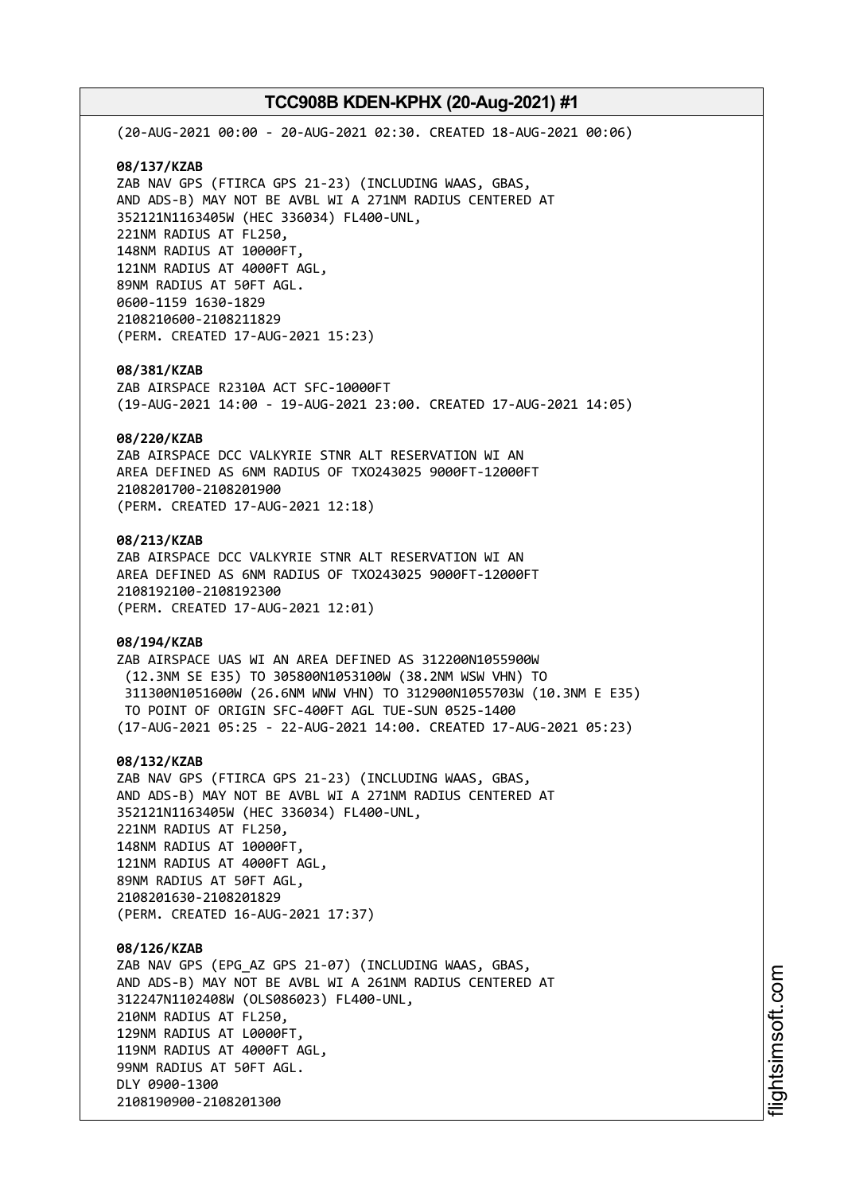(20-AUG-2021 00:00 - 20-AUG-2021 02:30. CREATED 18-AUG-2021 00:06)

**08/137/KZAB**
ZAB NAV GPS (FTIRCA GPS 21-23) (INCLUDING WAAS, GBAS, AND ADS-B) MAY NOT BE AVBL WI A 271NM RADIUS CENTERED AT 352121N1163405W (HEC 336034) FL400-UNL,
221NM RADIUS AT FL250,
148NM RADIUS AT 10000FT,
121NM RADIUS AT 4000FT AGL,
89NM RADIUS AT 50FT AGL.
0600-1159 1630-1829
2108210600-2108211829
(PERM. CREATED 17-AUG-2021 15:23)

**08/381/KZAB**
ZAB AIRSPACE R2310A ACT SFC-10000FT
(19-AUG-2021 14:00 - 19-AUG-2021 23:00. CREATED 17-AUG-2021 14:05)

**08/220/KZAB**
ZAB AIRSPACE DCC VALKYRIE STNR ALT RESERVATION WI AN AREA DEFINED AS 6NM RADIUS OF TXO243025 9000FT-12000FT
2108201700-2108201900
(PERM. CREATED 17-AUG-2021 12:18)

**08/213/KZAB**
ZAB AIRSPACE DCC VALKYRIE STNR ALT RESERVATION WI AN AREA DEFINED AS 6NM RADIUS OF TXO243025 9000FT-12000FT
2108192100-2108192300
(PERM. CREATED 17-AUG-2021 12:01)

**08/194/KZAB**
ZAB AIRSPACE UAS WI AN AREA DEFINED AS 312200N1055900W (12.3NM SE E35) TO 305800N1053100W (38.2NM WSW VHN) TO 311300N1051600W (26.6NM WNW VHN) TO 312900N1055703W (10.3NM E E35) TO POINT OF ORIGIN SFC-400FT AGL TUE-SUN 0525-1400
(17-AUG-2021 05:25 - 22-AUG-2021 14:00. CREATED 17-AUG-2021 05:23)

**08/132/KZAB**
ZAB NAV GPS (FTIRCA GPS 21-23) (INCLUDING WAAS, GBAS, AND ADS-B) MAY NOT BE AVBL WI A 271NM RADIUS CENTERED AT 352121N1163405W (HEC 336034) FL400-UNL,
221NM RADIUS AT FL250,
148NM RADIUS AT 10000FT,
121NM RADIUS AT 4000FT AGL,
89NM RADIUS AT 50FT AGL,
2108201630-2108201829
(PERM. CREATED 16-AUG-2021 17:37)

**08/126/KZAB**
ZAB NAV GPS (EPG_AZ GPS 21-07) (INCLUDING WAAS, GBAS, AND ADS-B) MAY NOT BE AVBL WI A 261NM RADIUS CENTERED AT 312247N1102408W (OLS086023) FL400-UNL,
210NM RADIUS AT FL250,
129NM RADIUS AT L0000FT,
119NM RADIUS AT 4000FT AGL,
99NM RADIUS AT 50FT AGL.
DLY 0900-1300
2108190900-2108201300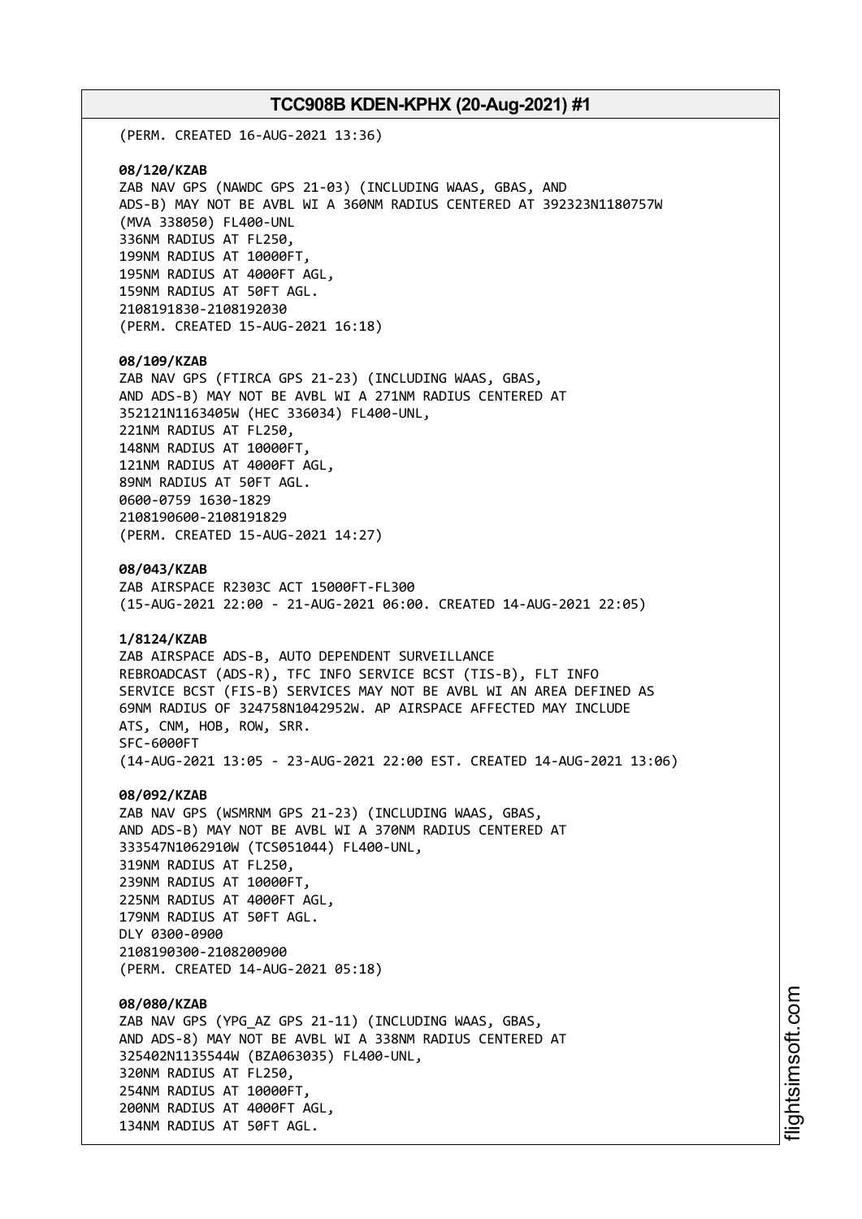(PERM. CREATED 16-AUG-2021 13:36)

**08/120/KZAB**
ZAB NAV GPS (NAWDC GPS 21-03) (INCLUDING WAAS, GBAS, AND
ADS-B) MAY NOT BE AVBL WI A 360NM RADIUS CENTERED AT 392323N1180757W
(MVA 338050) FL400-UNL
336NM RADIUS AT FL250,
199NM RADIUS AT 10000FT,
195NM RADIUS AT 4000FT AGL,
159NM RADIUS AT 50FT AGL.
2108191830-2108192030
(PERM. CREATED 15-AUG-2021 16:18)

**08/109/KZAB**
ZAB NAV GPS (FTIRCA GPS 21-23) (INCLUDING WAAS, GBAS,
AND ADS-B) MAY NOT BE AVBL WI A 271NM RADIUS CENTERED AT
352121N1163405W (HEC 336034) FL400-UNL,
221NM RADIUS AT FL250,
148NM RADIUS AT 10000FT,
121NM RADIUS AT 4000FT AGL,
89NM RADIUS AT 50FT AGL.
0600-0759 1630-1829
2108190600-2108191829
(PERM. CREATED 15-AUG-2021 14:27)

**08/043/KZAB**
ZAB AIRSPACE R2303C ACT 15000FT-FL300
(15-AUG-2021 22:00 - 21-AUG-2021 06:00. CREATED 14-AUG-2021 22:05)

**1/8124/KZAB**
ZAB AIRSPACE ADS-B, AUTO DEPENDENT SURVEILLANCE
REBROADCAST (ADS-R), TFC INFO SERVICE BCST (TIS-B), FLT INFO
SERVICE BCST (FIS-B) SERVICES MAY NOT BE AVBL WI AN AREA DEFINED AS
69NM RADIUS OF 324758N1042952W. AP AIRSPACE AFFECTED MAY INCLUDE
ATS, CNM, HOB, ROW, SRR.
SFC-6000FT
(14-AUG-2021 13:05 - 23-AUG-2021 22:00 EST. CREATED 14-AUG-2021 13:06)

**08/092/KZAB**
ZAB NAV GPS (WSMRNM GPS 21-23) (INCLUDING WAAS, GBAS,
AND ADS-B) MAY NOT BE AVBL WI A 370NM RADIUS CENTERED AT
333547N1062910W (TCS051044) FL400-UNL,
319NM RADIUS AT FL250,
239NM RADIUS AT 10000FT,
225NM RADIUS AT 4000FT AGL,
179NM RADIUS AT 50FT AGL.
DLY 0300-0900
2108190300-2108200900
(PERM. CREATED 14-AUG-2021 05:18)

**08/080/KZAB**
ZAB NAV GPS (YPG_AZ GPS 21-11) (INCLUDING WAAS, GBAS,
AND ADS-8) MAY NOT BE AVBL WI A 338NM RADIUS CENTERED AT
325402N1135544W (BZA063035) FL400-UNL,
320NM RADIUS AT FL250,
254NM RADIUS AT 10000FT,
200NM RADIUS AT 4000FT AGL,
134NM RADIUS AT 50FT AGL.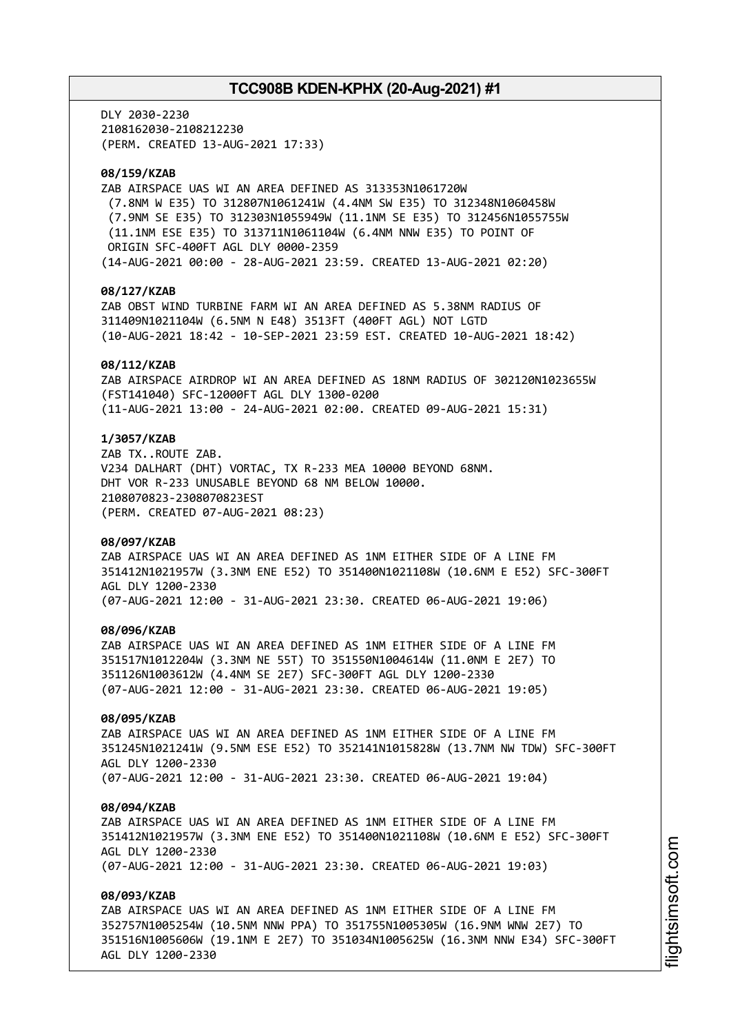DLY 2030-2230
2108162030-2108212230
(PERM. CREATED 13-AUG-2021 17:33)

**08/159/KZAB**
ZAB AIRSPACE UAS WI AN AREA DEFINED AS 313353N1061720W
(7.8NM W E35) TO 312807N1061241W (4.4NM SW E35) TO 312348N1060458W
(7.9NM SE E35) TO 312303N1055949W (11.1NM SE E35) TO 312456N1055755W
(11.1NM ESE E35) TO 313711N1061104W (6.4NM NNW E35) TO POINT OF
ORIGIN SFC-400FT AGL DLY 0000-2359
(14-AUG-2021 00:00 - 28-AUG-2021 23:59. CREATED 13-AUG-2021 02:20)

**08/127/KZAB**
ZAB OBST WIND TURBINE FARM WI AN AREA DEFINED AS 5.38NM RADIUS OF
311409N1021104W (6.5NM N E48) 3513FT (400FT AGL) NOT LGTD
(10-AUG-2021 18:42 - 10-SEP-2021 23:59 EST. CREATED 10-AUG-2021 18:42)

**08/112/KZAB**
ZAB AIRSPACE AIRDROP WI AN AREA DEFINED AS 18NM RADIUS OF 302120N1023655W
(FST141040) SFC-12000FT AGL DLY 1300-0200
(11-AUG-2021 13:00 - 24-AUG-2021 02:00. CREATED 09-AUG-2021 15:31)

**1/3057/KZAB**
ZAB TX..ROUTE ZAB.
V234 DALHART (DHT) VORTAC, TX R-233 MEA 10000 BEYOND 68NM.
DHT VOR R-233 UNUSABLE BEYOND 68 NM BELOW 10000.
2108070823-2308070823EST
(PERM. CREATED 07-AUG-2021 08:23)

**08/097/KZAB**
ZAB AIRSPACE UAS WI AN AREA DEFINED AS 1NM EITHER SIDE OF A LINE FM
351412N1021957W (3.3NM ENE E52) TO 351400N1021108W (10.6NM E E52) SFC-300FT
AGL DLY 1200-2330
(07-AUG-2021 12:00 - 31-AUG-2021 23:30. CREATED 06-AUG-2021 19:06)

**08/096/KZAB**
ZAB AIRSPACE UAS WI AN AREA DEFINED AS 1NM EITHER SIDE OF A LINE FM
351517N1012204W (3.3NM NE 55T) TO 351550N1004614W (11.0NM E 2E7) TO
351126N1003612W (4.4NM SE 2E7) SFC-300FT AGL DLY 1200-2330
(07-AUG-2021 12:00 - 31-AUG-2021 23:30. CREATED 06-AUG-2021 19:05)

**08/095/KZAB**
ZAB AIRSPACE UAS WI AN AREA DEFINED AS 1NM EITHER SIDE OF A LINE FM
351245N1021241W (9.5NM ESE E52) TO 352141N1015828W (13.7NM NW TDW) SFC-300FT
AGL DLY 1200-2330
(07-AUG-2021 12:00 - 31-AUG-2021 23:30. CREATED 06-AUG-2021 19:04)

**08/094/KZAB**
ZAB AIRSPACE UAS WI AN AREA DEFINED AS 1NM EITHER SIDE OF A LINE FM
351412N1021957W (3.3NM ENE E52) TO 351400N1021108W (10.6NM E E52) SFC-300FT
AGL DLY 1200-2330
(07-AUG-2021 12:00 - 31-AUG-2021 23:30. CREATED 06-AUG-2021 19:03)

**08/093/KZAB**
ZAB AIRSPACE UAS WI AN AREA DEFINED AS 1NM EITHER SIDE OF A LINE FM
352757N1005254W (10.5NM NNW PPA) TO 351755N1005305W (16.9NM WNW 2E7) TO
351516N1005606W (19.1NM E 2E7) TO 351034N1005625W (16.3NM NNW E34) SFC-300FT
AGL DLY 1200-2330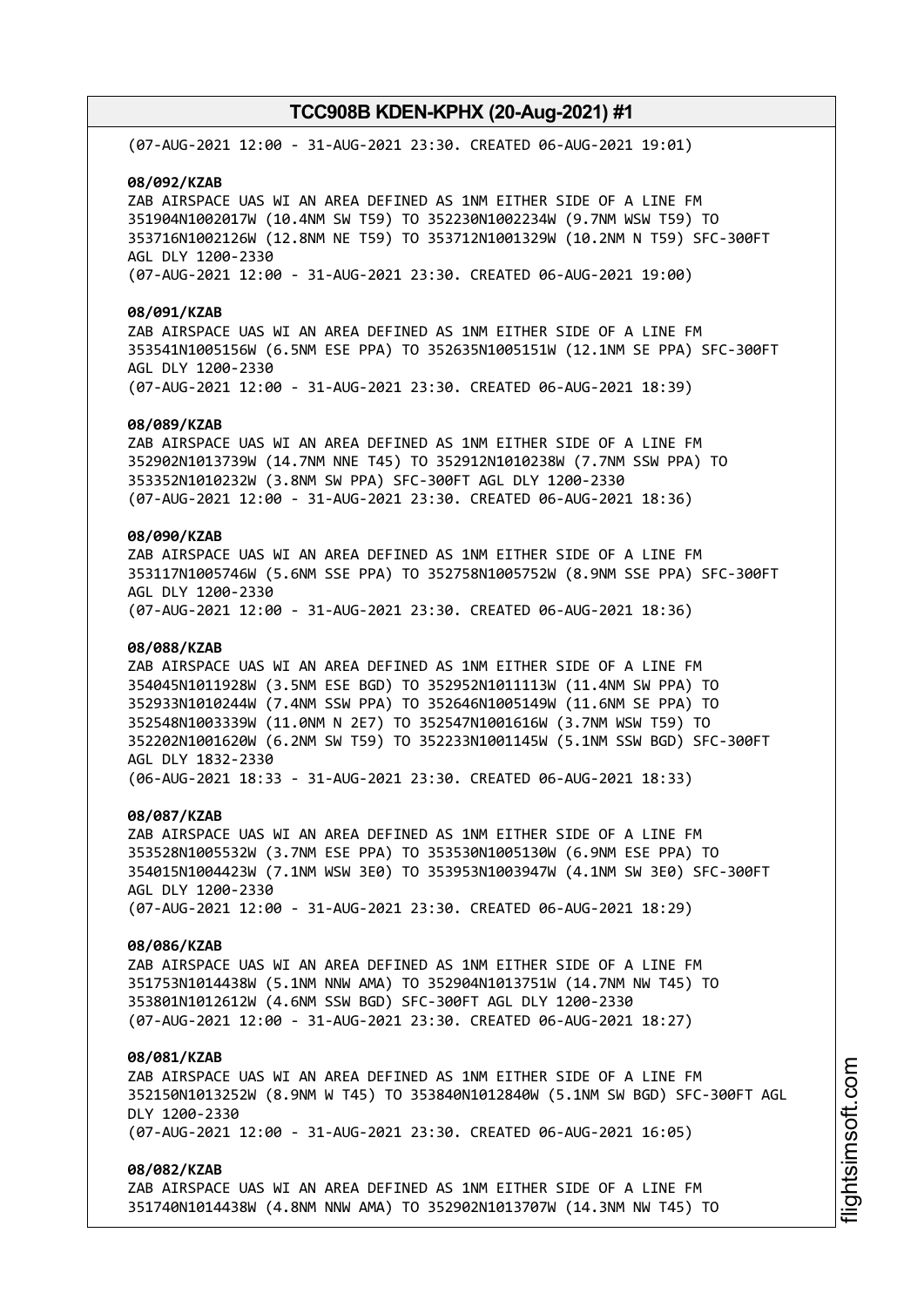(07-AUG-2021 12:00 - 31-AUG-2021 23:30. CREATED 06-AUG-2021 19:01)

**08/092/KZAB**
ZAB AIRSPACE UAS WI AN AREA DEFINED AS 1NM EITHER SIDE OF A LINE FM 351904N1002017W (10.4NM SW T59) TO 352230N1002234W (9.7NM WSW T59) TO 353716N1002126W (12.8NM NE T59) TO 353712N1001329W (10.2NM N T59) SFC-300FT AGL DLY 1200-2330
(07-AUG-2021 12:00 - 31-AUG-2021 23:30. CREATED 06-AUG-2021 19:00)

**08/091/KZAB**
ZAB AIRSPACE UAS WI AN AREA DEFINED AS 1NM EITHER SIDE OF A LINE FM 353541N1005156W (6.5NM ESE PPA) TO 352635N1005151W (12.1NM SE PPA) SFC-300FT AGL DLY 1200-2330
(07-AUG-2021 12:00 - 31-AUG-2021 23:30. CREATED 06-AUG-2021 18:39)

**08/089/KZAB**
ZAB AIRSPACE UAS WI AN AREA DEFINED AS 1NM EITHER SIDE OF A LINE FM 352902N1013739W (14.7NM NNE T45) TO 352912N1010238W (7.7NM SSW PPA) TO 353352N1010232W (3.8NM SW PPA) SFC-300FT AGL DLY 1200-2330
(07-AUG-2021 12:00 - 31-AUG-2021 23:30. CREATED 06-AUG-2021 18:36)

**08/090/KZAB**
ZAB AIRSPACE UAS WI AN AREA DEFINED AS 1NM EITHER SIDE OF A LINE FM 353117N1005746W (5.6NM SSE PPA) TO 352758N1005752W (8.9NM SSE PPA) SFC-300FT AGL DLY 1200-2330
(07-AUG-2021 12:00 - 31-AUG-2021 23:30. CREATED 06-AUG-2021 18:36)

**08/088/KZAB**
ZAB AIRSPACE UAS WI AN AREA DEFINED AS 1NM EITHER SIDE OF A LINE FM 354045N1011928W (3.5NM ESE BGD) TO 352952N1011113W (11.4NM SW PPA) TO 352933N1010244W (7.4NM SSW PPA) TO 352646N1005149W (11.6NM SE PPA) TO 352548N1003339W (11.0NM N 2E7) TO 352547N1001616W (3.7NM WSW T59) TO 352202N1001620W (6.2NM SW T59) TO 352233N1001145W (5.1NM SSW BGD) SFC-300FT AGL DLY 1832-2330
(06-AUG-2021 18:33 - 31-AUG-2021 23:30. CREATED 06-AUG-2021 18:33)

**08/087/KZAB**
ZAB AIRSPACE UAS WI AN AREA DEFINED AS 1NM EITHER SIDE OF A LINE FM 353528N1005532W (3.7NM ESE PPA) TO 353530N1005130W (6.9NM ESE PPA) TO 354015N1004423W (7.1NM WSW 3E0) TO 353953N1003947W (4.1NM SW 3E0) SFC-300FT AGL DLY 1200-2330
(07-AUG-2021 12:00 - 31-AUG-2021 23:30. CREATED 06-AUG-2021 18:29)

**08/086/KZAB**
ZAB AIRSPACE UAS WI AN AREA DEFINED AS 1NM EITHER SIDE OF A LINE FM 351753N1014438W (5.1NM NNW AMA) TO 352904N1013751W (14.7NM NW T45) TO 353801N1012612W (4.6NM SSW BGD) SFC-300FT AGL DLY 1200-2330
(07-AUG-2021 12:00 - 31-AUG-2021 23:30. CREATED 06-AUG-2021 18:27)

**08/081/KZAB**
ZAB AIRSPACE UAS WI AN AREA DEFINED AS 1NM EITHER SIDE OF A LINE FM 352150N1013252W (8.9NM W T45) TO 353840N1012840W (5.1NM SW BGD) SFC-300FT AGL DLY 1200-2330
(07-AUG-2021 12:00 - 31-AUG-2021 23:30. CREATED 06-AUG-2021 16:05)

**08/082/KZAB**
ZAB AIRSPACE UAS WI AN AREA DEFINED AS 1NM EITHER SIDE OF A LINE FM 351740N1014438W (4.8NM NNW AMA) TO 352902N1013707W (14.3NM NW T45) TO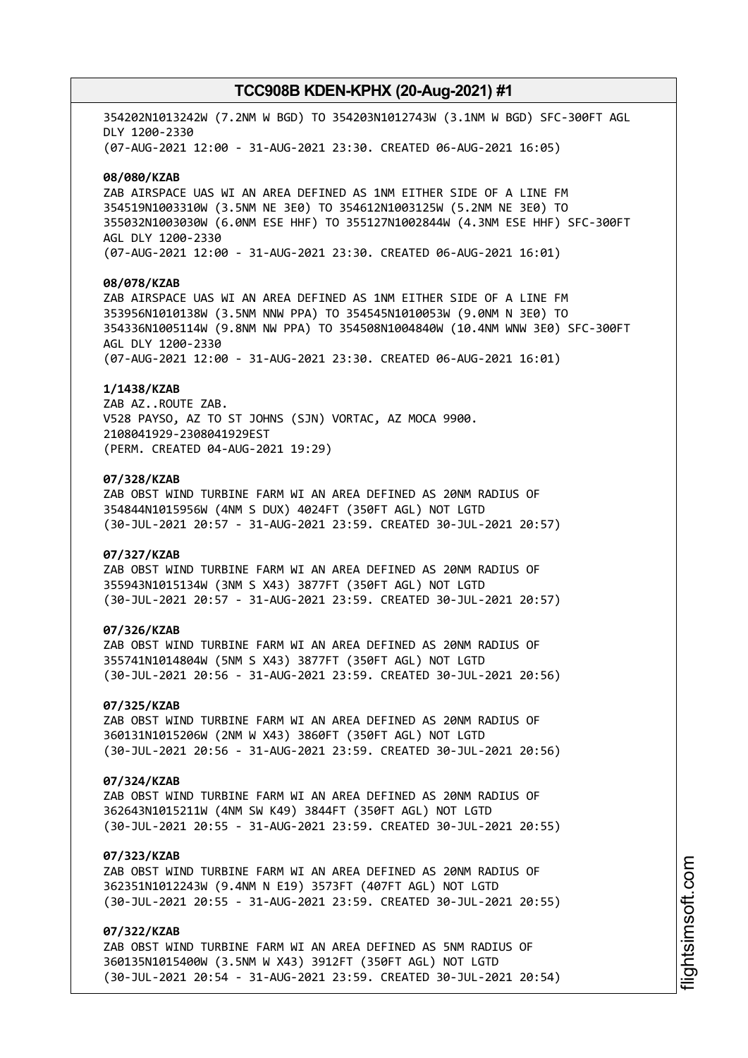354202N1013242W (7.2NM W BGD) TO 354203N1012743W (3.1NM W BGD) SFC-300FT AGL DLY 1200-2330
(07-AUG-2021 12:00 - 31-AUG-2021 23:30. CREATED 06-AUG-2021 16:05)

**08/080/KZAB**
ZAB AIRSPACE UAS WI AN AREA DEFINED AS 1NM EITHER SIDE OF A LINE FM 354519N1003310W (3.5NM NE 3E0) TO 354612N1003125W (5.2NM NE 3E0) TO 355032N1003030W (6.0NM ESE HHF) TO 355127N1002844W (4.3NM ESE HHF) SFC-300FT AGL DLY 1200-2330
(07-AUG-2021 12:00 - 31-AUG-2021 23:30. CREATED 06-AUG-2021 16:01)

**08/078/KZAB**
ZAB AIRSPACE UAS WI AN AREA DEFINED AS 1NM EITHER SIDE OF A LINE FM 353956N1010138W (3.5NM NNW PPA) TO 354545N1010053W (9.0NM N 3E0) TO 354336N1005114W (9.8NM NW PPA) TO 354508N1004840W (10.4NM WNW 3E0) SFC-300FT AGL DLY 1200-2330
(07-AUG-2021 12:00 - 31-AUG-2021 23:30. CREATED 06-AUG-2021 16:01)

**1/1438/KZAB**
ZAB AZ..ROUTE ZAB.
V528 PAYSO, AZ TO ST JOHNS (SJN) VORTAC, AZ MOCA 9900.
2108041929-2308041929EST
(PERM. CREATED 04-AUG-2021 19:29)

**07/328/KZAB**
ZAB OBST WIND TURBINE FARM WI AN AREA DEFINED AS 20NM RADIUS OF 354844N1015956W (4NM S DUX) 4024FT (350FT AGL) NOT LGTD
(30-JUL-2021 20:57 - 31-AUG-2021 23:59. CREATED 30-JUL-2021 20:57)

**07/327/KZAB**
ZAB OBST WIND TURBINE FARM WI AN AREA DEFINED AS 20NM RADIUS OF 355943N1015134W (3NM S X43) 3877FT (350FT AGL) NOT LGTD
(30-JUL-2021 20:57 - 31-AUG-2021 23:59. CREATED 30-JUL-2021 20:57)

**07/326/KZAB**
ZAB OBST WIND TURBINE FARM WI AN AREA DEFINED AS 20NM RADIUS OF 355741N1014804W (5NM S X43) 3877FT (350FT AGL) NOT LGTD
(30-JUL-2021 20:56 - 31-AUG-2021 23:59. CREATED 30-JUL-2021 20:56)

**07/325/KZAB**
ZAB OBST WIND TURBINE FARM WI AN AREA DEFINED AS 20NM RADIUS OF 360131N1015206W (2NM W X43) 3860FT (350FT AGL) NOT LGTD
(30-JUL-2021 20:56 - 31-AUG-2021 23:59. CREATED 30-JUL-2021 20:56)

**07/324/KZAB**
ZAB OBST WIND TURBINE FARM WI AN AREA DEFINED AS 20NM RADIUS OF 362643N1015211W (4NM SW K49) 3844FT (350FT AGL) NOT LGTD
(30-JUL-2021 20:55 - 31-AUG-2021 23:59. CREATED 30-JUL-2021 20:55)

**07/323/KZAB**
ZAB OBST WIND TURBINE FARM WI AN AREA DEFINED AS 20NM RADIUS OF 362351N1012243W (9.4NM N E19) 3573FT (407FT AGL) NOT LGTD
(30-JUL-2021 20:55 - 31-AUG-2021 23:59. CREATED 30-JUL-2021 20:55)

**07/322/KZAB**
ZAB OBST WIND TURBINE FARM WI AN AREA DEFINED AS 5NM RADIUS OF 360135N1015400W (3.5NM W X43) 3912FT (350FT AGL) NOT LGTD
(30-JUL-2021 20:54 - 31-AUG-2021 23:59. CREATED 30-JUL-2021 20:54)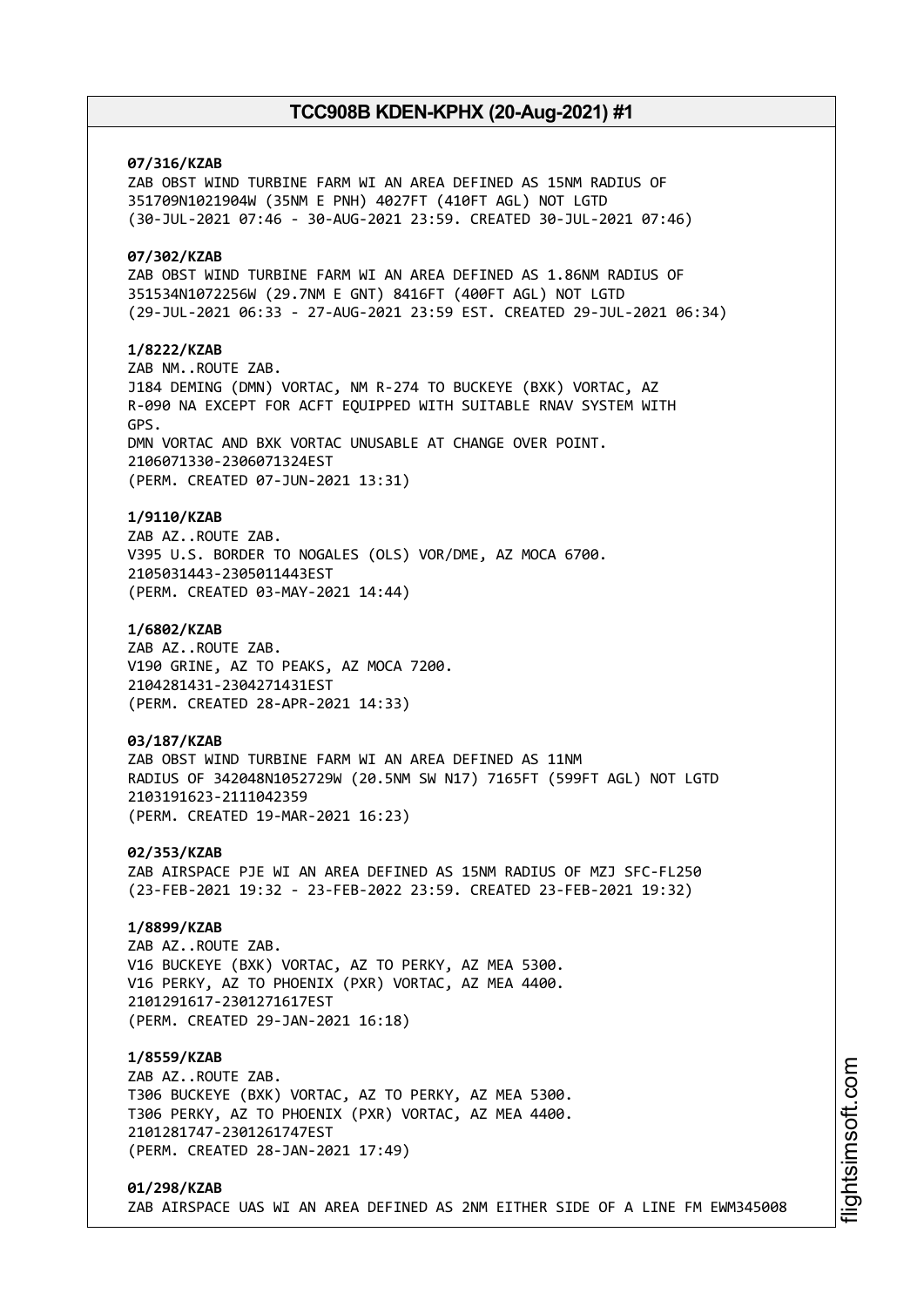**07/316/KZAB**
ZAB OBST WIND TURBINE FARM WI AN AREA DEFINED AS 15NM RADIUS OF 351709N1021904W (35NM E PNH) 4027FT (410FT AGL) NOT LGTD
(30-JUL-2021 07:46 - 30-AUG-2021 23:59. CREATED 30-JUL-2021 07:46)

**07/302/KZAB**
ZAB OBST WIND TURBINE FARM WI AN AREA DEFINED AS 1.86NM RADIUS OF 351534N1072256W (29.7NM E GNT) 8416FT (400FT AGL) NOT LGTD
(29-JUL-2021 06:33 - 27-AUG-2021 23:59 EST. CREATED 29-JUL-2021 06:34)

**1/8222/KZAB**
ZAB NM..ROUTE ZAB.
J184 DEMING (DMN) VORTAC, NM R-274 TO BUCKEYE (BXK) VORTAC, AZ R-090 NA EXCEPT FOR ACFT EQUIPPED WITH SUITABLE RNAV SYSTEM WITH GPS.
DMN VORTAC AND BXK VORTAC UNUSABLE AT CHANGE OVER POINT.
2106071330-2306071324EST
(PERM. CREATED 07-JUN-2021 13:31)

**1/9110/KZAB**
ZAB AZ..ROUTE ZAB.
V395 U.S. BORDER TO NOGALES (OLS) VOR/DME, AZ MOCA 6700.
2105031443-2305011443EST
(PERM. CREATED 03-MAY-2021 14:44)

**1/6802/KZAB**
ZAB AZ..ROUTE ZAB.
V190 GRINE, AZ TO PEAKS, AZ MOCA 7200.
2104281431-2304271431EST
(PERM. CREATED 28-APR-2021 14:33)

**03/187/KZAB**
ZAB OBST WIND TURBINE FARM WI AN AREA DEFINED AS 11NM RADIUS OF 342048N1052729W (20.5NM SW N17) 7165FT (599FT AGL) NOT LGTD
2103191623-2111042359
(PERM. CREATED 19-MAR-2021 16:23)

**02/353/KZAB**
ZAB AIRSPACE PJE WI AN AREA DEFINED AS 15NM RADIUS OF MZJ SFC-FL250
(23-FEB-2021 19:32 - 23-FEB-2022 23:59. CREATED 23-FEB-2021 19:32)

**1/8899/KZAB**
ZAB AZ..ROUTE ZAB.
V16 BUCKEYE (BXK) VORTAC, AZ TO PERKY, AZ MEA 5300.
V16 PERKY, AZ TO PHOENIX (PXR) VORTAC, AZ MEA 4400.
2101291617-2301271617EST
(PERM. CREATED 29-JAN-2021 16:18)

**1/8559/KZAB**
ZAB AZ..ROUTE ZAB.
T306 BUCKEYE (BXK) VORTAC, AZ TO PERKY, AZ MEA 5300.
T306 PERKY, AZ TO PHOENIX (PXR) VORTAC, AZ MEA 4400.
2101281747-2301261747EST
(PERM. CREATED 28-JAN-2021 17:49)

**01/298/KZAB**
ZAB AIRSPACE UAS WI AN AREA DEFINED AS 2NM EITHER SIDE OF A LINE FM EWM345008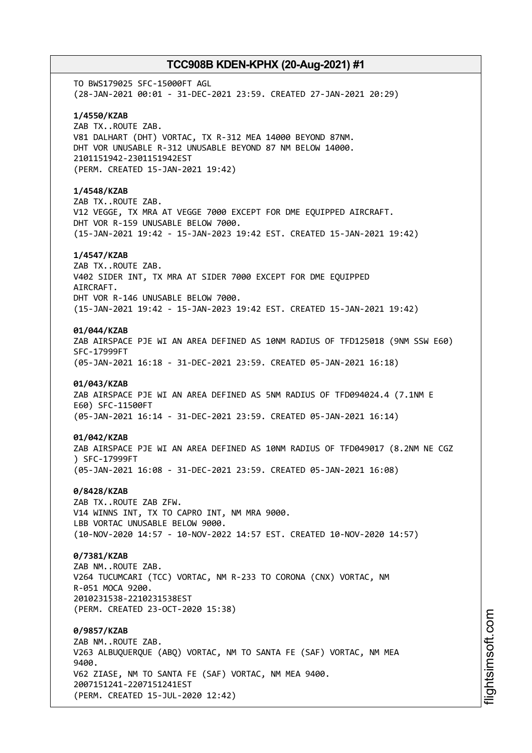TO BWS179025 SFC-15000FT AGL
(28-JAN-2021 00:01 - 31-DEC-2021 23:59. CREATED 27-JAN-2021 20:29)

**1/4550/KZAB**
ZAB TX..ROUTE ZAB.
V81 DALHART (DHT) VORTAC, TX R-312 MEA 14000 BEYOND 87NM.
DHT VOR UNUSABLE R-312 UNUSABLE BEYOND 87 NM BELOW 14000.
2101151942-2301151942EST
(PERM. CREATED 15-JAN-2021 19:42)

**1/4548/KZAB**
ZAB TX..ROUTE ZAB.
V12 VEGGE, TX MRA AT VEGGE 7000 EXCEPT FOR DME EQUIPPED AIRCRAFT.
DHT VOR R-159 UNUSABLE BELOW 7000.
(15-JAN-2021 19:42 - 15-JAN-2023 19:42 EST. CREATED 15-JAN-2021 19:42)

**1/4547/KZAB**
ZAB TX..ROUTE ZAB.
V402 SIDER INT, TX MRA AT SIDER 7000 EXCEPT FOR DME EQUIPPED
AIRCRAFT.
DHT VOR R-146 UNUSABLE BELOW 7000.
(15-JAN-2021 19:42 - 15-JAN-2023 19:42 EST. CREATED 15-JAN-2021 19:42)

**01/044/KZAB**
ZAB AIRSPACE PJE WI AN AREA DEFINED AS 10NM RADIUS OF TFD125018 (9NM SSW E60)
SFC-17999FT
(05-JAN-2021 16:18 - 31-DEC-2021 23:59. CREATED 05-JAN-2021 16:18)

**01/043/KZAB**
ZAB AIRSPACE PJE WI AN AREA DEFINED AS 5NM RADIUS OF TFD094024.4 (7.1NM E
E60) SFC-11500FT
(05-JAN-2021 16:14 - 31-DEC-2021 23:59. CREATED 05-JAN-2021 16:14)

**01/042/KZAB**
ZAB AIRSPACE PJE WI AN AREA DEFINED AS 10NM RADIUS OF TFD049017 (8.2NM NE CGZ
) SFC-17999FT
(05-JAN-2021 16:08 - 31-DEC-2021 23:59. CREATED 05-JAN-2021 16:08)

**0/8428/KZAB**
ZAB TX..ROUTE ZAB ZFW.
V14 WINNS INT, TX TO CAPRO INT, NM MRA 9000.
LBB VORTAC UNUSABLE BELOW 9000.
(10-NOV-2020 14:57 - 10-NOV-2022 14:57 EST. CREATED 10-NOV-2020 14:57)

**0/7381/KZAB**
ZAB NM..ROUTE ZAB.
V264 TUCUMCARI (TCC) VORTAC, NM R-233 TO CORONA (CNX) VORTAC, NM
R-051 MOCA 9200.
2010231538-2210231538EST
(PERM. CREATED 23-OCT-2020 15:38)

**0/9857/KZAB**
ZAB NM..ROUTE ZAB.
V263 ALBUQUERQUE (ABQ) VORTAC, NM TO SANTA FE (SAF) VORTAC, NM MEA
9400.
V62 ZIASE, NM TO SANTA FE (SAF) VORTAC, NM MEA 9400.
2007151241-2207151241EST
(PERM. CREATED 15-JUL-2020 12:42)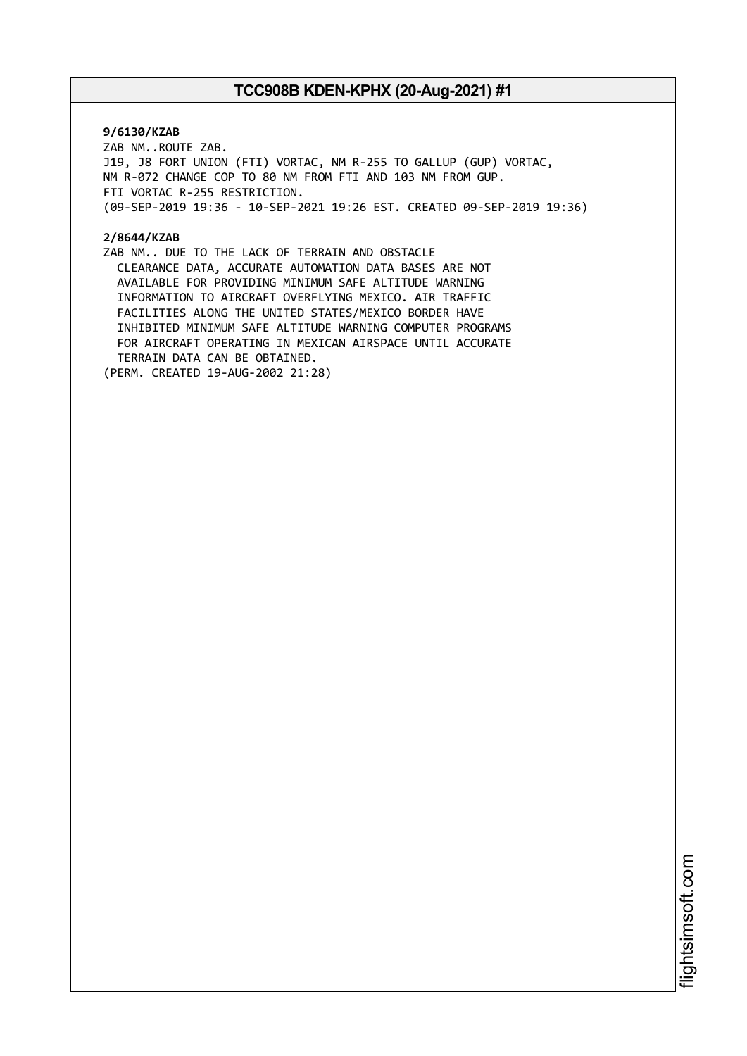**9/6130/KZAB**
ZAB NM..ROUTE ZAB.
J19, J8 FORT UNION (FTI) VORTAC, NM R-255 TO GALLUP (GUP) VORTAC,
NM R-072 CHANGE COP TO 80 NM FROM FTI AND 103 NM FROM GUP.
FTI VORTAC R-255 RESTRICTION.
(09-SEP-2019 19:36 - 10-SEP-2021 19:26 EST. CREATED 09-SEP-2019 19:36)

**2/8644/KZAB**
ZAB NM.. DUE TO THE LACK OF TERRAIN AND OBSTACLE
CLEARANCE DATA, ACCURATE AUTOMATION DATA BASES ARE NOT
AVAILABLE FOR PROVIDING MINIMUM SAFE ALTITUDE WARNING
INFORMATION TO AIRCRAFT OVERFLYING MEXICO. AIR TRAFFIC
FACILITIES ALONG THE UNITED STATES/MEXICO BORDER HAVE
INHIBITED MINIMUM SAFE ALTITUDE WARNING COMPUTER PROGRAMS
FOR AIRCRAFT OPERATING IN MEXICAN AIRSPACE UNTIL ACCURATE
TERRAIN DATA CAN BE OBTAINED.
(PERM. CREATED 19-AUG-2002 21:28)